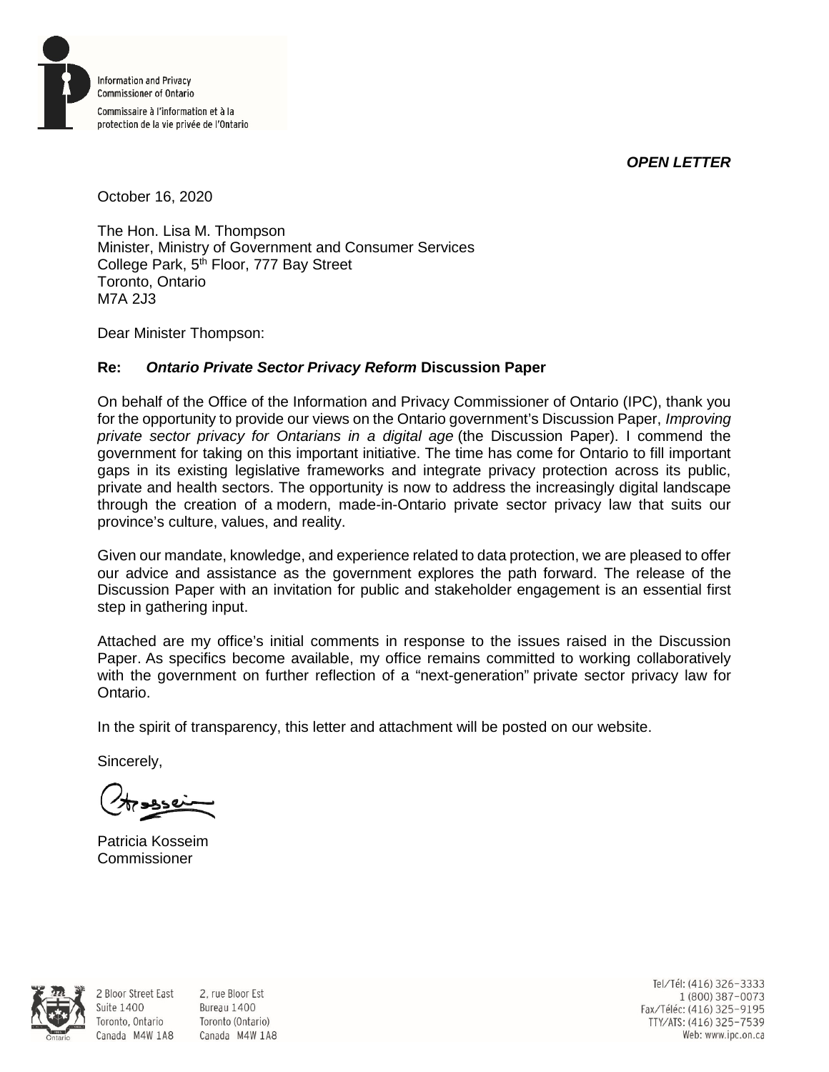Information and Privacy Commissioner of Ontario

Commissaire à l'information et à la protection de la vie privée de l'Ontario

***OPEN LETTER***

October 16, 2020

The Hon. Lisa M. Thompson
Minister, Ministry of Government and Consumer Services
College Park, 5th Floor, 777 Bay Street
Toronto, Ontario
M7A 2J3

Dear Minister Thompson:

**Re: *Ontario Private Sector Privacy Reform* Discussion Paper**

On behalf of the Office of the Information and Privacy Commissioner of Ontario (IPC), thank you for the opportunity to provide our views on the Ontario government's Discussion Paper, *Improving private sector privacy for Ontarians in a digital age* (the Discussion Paper). I commend the government for taking on this important initiative. The time has come for Ontario to fill important gaps in its existing legislative frameworks and integrate privacy protection across its public, private and health sectors. The opportunity is now to address the increasingly digital landscape through the creation of a modern, made-in-Ontario private sector privacy law that suits our province's culture, values, and reality.

Given our mandate, knowledge, and experience related to data protection, we are pleased to offer our advice and assistance as the government explores the path forward. The release of the Discussion Paper with an invitation for public and stakeholder engagement is an essential first step in gathering input.

Attached are my office's initial comments in response to the issues raised in the Discussion Paper. As specifics become available, my office remains committed to working collaboratively with the government on further reflection of a "next-generation" private sector privacy law for Ontario.

In the spirit of transparency, this letter and attachment will be posted on our website.

Sincerely,

Patricia Kosseim
Commissioner

2 Bloor Street East, Suite 1400, Toronto, Ontario, Canada M4W 1A8
2, rue Bloor Est, Bureau 1400, Toronto (Ontario), Canada M4W 1A8

Tel/Tél: (416) 326-3333
1 (800) 387-0073
Fax/Téléc: (416) 325-9195
TTY/ATS: (416) 325-7539
Web: www.ipc.on.ca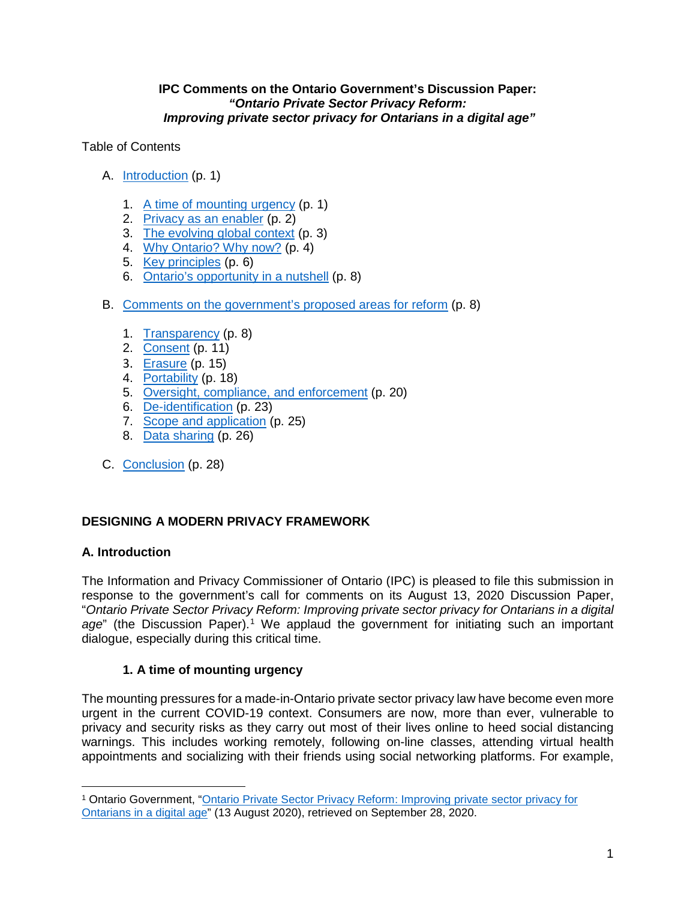**IPC Comments on the Ontario Government's Discussion Paper:**
***"Ontario Private Sector Privacy Reform:***
***Improving private sector privacy for Ontarians in a digital age"***

Table of Contents

A. Introduction (p. 1)

1. A time of mounting urgency (p. 1)
2. Privacy as an enabler (p. 2)
3. The evolving global context (p. 3)
4. Why Ontario? Why now? (p. 4)
5. Key principles (p. 6)
6. Ontario's opportunity in a nutshell (p. 8)

B. Comments on the government's proposed areas for reform (p. 8)

1. Transparency (p. 8)
2. Consent (p. 11)
3. Erasure (p. 15)
4. Portability (p. 18)
5. Oversight, compliance, and enforcement (p. 20)
6. De-identification (p. 23)
7. Scope and application (p. 25)
8. Data sharing (p. 26)

C. Conclusion (p. 28)

## DESIGNING A MODERN PRIVACY FRAMEWORK

## A. Introduction

The Information and Privacy Commissioner of Ontario (IPC) is pleased to file this submission in response to the government's call for comments on its August 13, 2020 Discussion Paper, "*Ontario Private Sector Privacy Reform: Improving private sector privacy for Ontarians in a digital age*" (the Discussion Paper).[1] We applaud the government for initiating such an important dialogue, especially during this critical time.

### 1. A time of mounting urgency

The mounting pressures for a made-in-Ontario private sector privacy law have become even more urgent in the current COVID-19 context. Consumers are now, more than ever, vulnerable to privacy and security risks as they carry out most of their lives online to heed social distancing warnings. This includes working remotely, following on-line classes, attending virtual health appointments and socializing with their friends using social networking platforms. For example,

---

[1] Ontario Government, "Ontario Private Sector Privacy Reform: Improving private sector privacy for Ontarians in a digital age" (13 August 2020), retrieved on September 28, 2020.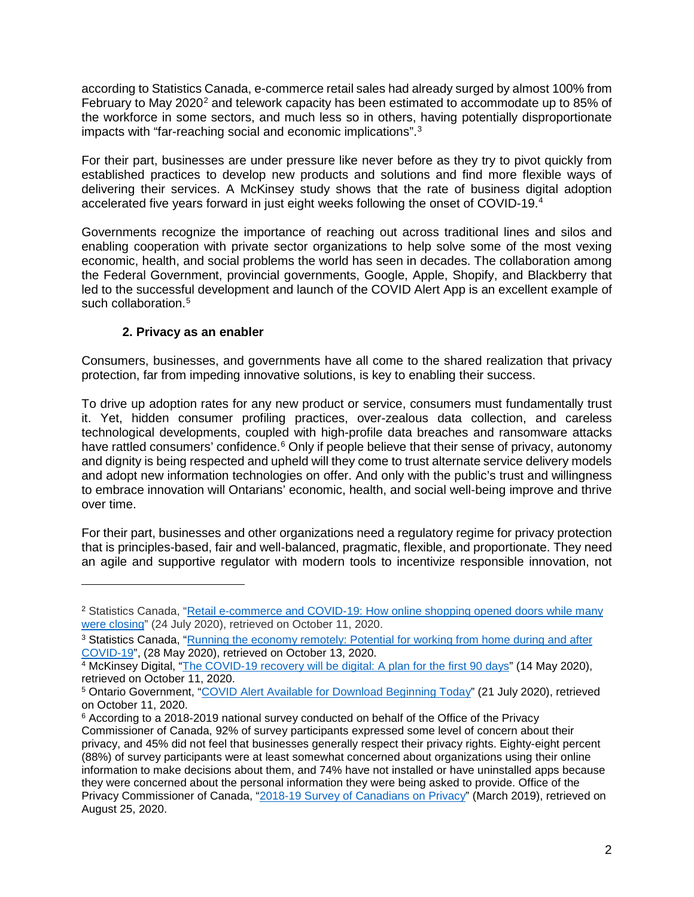according to Statistics Canada, e-commerce retail sales had already surged by almost 100% from February to May 2020[2] and telework capacity has been estimated to accommodate up to 85% of the workforce in some sectors, and much less so in others, having potentially disproportionate impacts with "far-reaching social and economic implications".[3]

For their part, businesses are under pressure like never before as they try to pivot quickly from established practices to develop new products and solutions and find more flexible ways of delivering their services. A McKinsey study shows that the rate of business digital adoption accelerated five years forward in just eight weeks following the onset of COVID-19.[4]

Governments recognize the importance of reaching out across traditional lines and silos and enabling cooperation with private sector organizations to help solve some of the most vexing economic, health, and social problems the world has seen in decades. The collaboration among the Federal Government, provincial governments, Google, Apple, Shopify, and Blackberry that led to the successful development and launch of the COVID Alert App is an excellent example of such collaboration.[5]

## 2. Privacy as an enabler

Consumers, businesses, and governments have all come to the shared realization that privacy protection, far from impeding innovative solutions, is key to enabling their success.

To drive up adoption rates for any new product or service, consumers must fundamentally trust it. Yet, hidden consumer profiling practices, over-zealous data collection, and careless technological developments, coupled with high-profile data breaches and ransomware attacks have rattled consumers' confidence.[6] Only if people believe that their sense of privacy, autonomy and dignity is being respected and upheld will they come to trust alternate service delivery models and adopt new information technologies on offer. And only with the public's trust and willingness to embrace innovation will Ontarians' economic, health, and social well-being improve and thrive over time.

For their part, businesses and other organizations need a regulatory regime for privacy protection that is principles-based, fair and well-balanced, pragmatic, flexible, and proportionate. They need an agile and supportive regulator with modern tools to incentivize responsible innovation, not

---

[2] Statistics Canada, "Retail e-commerce and COVID-19: How online shopping opened doors while many were closing" (24 July 2020), retrieved on October 11, 2020.

[3] Statistics Canada, "Running the economy remotely: Potential for working from home during and after COVID-19", (28 May 2020), retrieved on October 13, 2020.

[4] McKinsey Digital, "The COVID-19 recovery will be digital: A plan for the first 90 days" (14 May 2020), retrieved on October 11, 2020.

[5] Ontario Government, "COVID Alert Available for Download Beginning Today" (21 July 2020), retrieved on October 11, 2020.

[6] According to a 2018-2019 national survey conducted on behalf of the Office of the Privacy Commissioner of Canada, 92% of survey participants expressed some level of concern about their privacy, and 45% did not feel that businesses generally respect their privacy rights. Eighty-eight percent (88%) of survey participants were at least somewhat concerned about organizations using their online information to make decisions about them, and 74% have not installed or have uninstalled apps because they were concerned about the personal information they were being asked to provide. Office of the Privacy Commissioner of Canada, "2018-19 Survey of Canadians on Privacy" (March 2019), retrieved on August 25, 2020.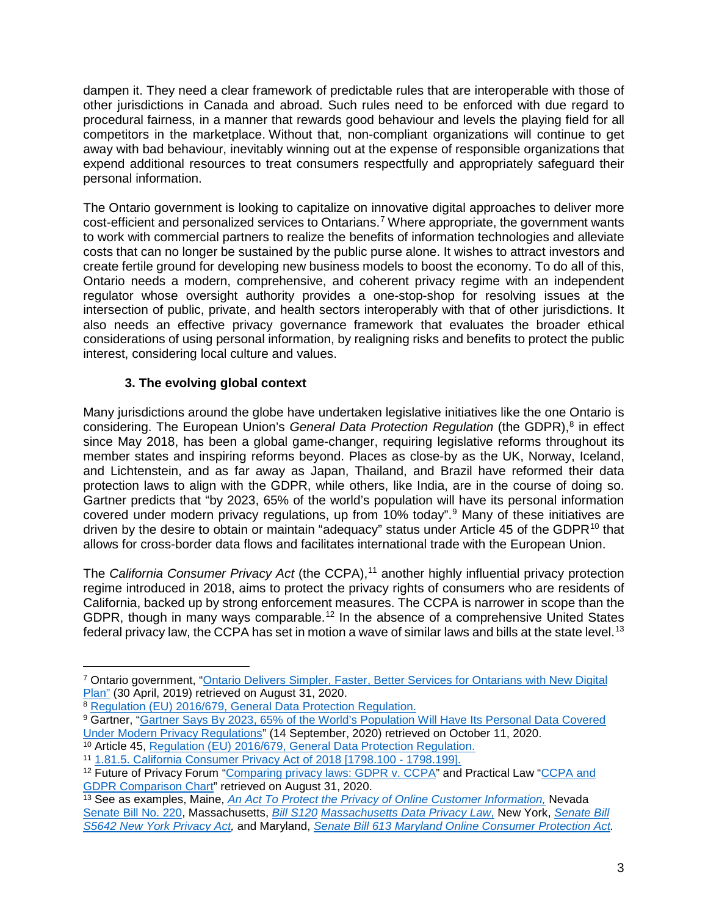dampen it. They need a clear framework of predictable rules that are interoperable with those of other jurisdictions in Canada and abroad. Such rules need to be enforced with due regard to procedural fairness, in a manner that rewards good behaviour and levels the playing field for all competitors in the marketplace. Without that, non-compliant organizations will continue to get away with bad behaviour, inevitably winning out at the expense of responsible organizations that expend additional resources to treat consumers respectfully and appropriately safeguard their personal information.

The Ontario government is looking to capitalize on innovative digital approaches to deliver more cost-efficient and personalized services to Ontarians.[7] Where appropriate, the government wants to work with commercial partners to realize the benefits of information technologies and alleviate costs that can no longer be sustained by the public purse alone. It wishes to attract investors and create fertile ground for developing new business models to boost the economy. To do all of this, Ontario needs a modern, comprehensive, and coherent privacy regime with an independent regulator whose oversight authority provides a one-stop-shop for resolving issues at the intersection of public, private, and health sectors interoperably with that of other jurisdictions. It also needs an effective privacy governance framework that evaluates the broader ethical considerations of using personal information, by realigning risks and benefits to protect the public interest, considering local culture and values.

### 3. The evolving global context

Many jurisdictions around the globe have undertaken legislative initiatives like the one Ontario is considering. The European Union's *General Data Protection Regulation* (the GDPR),[8] in effect since May 2018, has been a global game-changer, requiring legislative reforms throughout its member states and inspiring reforms beyond. Places as close-by as the UK, Norway, Iceland, and Lichtenstein, and as far away as Japan, Thailand, and Brazil have reformed their data protection laws to align with the GDPR, while others, like India, are in the course of doing so. Gartner predicts that "by 2023, 65% of the world's population will have its personal information covered under modern privacy regulations, up from 10% today".[9] Many of these initiatives are driven by the desire to obtain or maintain "adequacy" status under Article 45 of the GDPR[10] that allows for cross-border data flows and facilitates international trade with the European Union.

The *California Consumer Privacy Act* (the CCPA),[11] another highly influential privacy protection regime introduced in 2018, aims to protect the privacy rights of consumers who are residents of California, backed up by strong enforcement measures. The CCPA is narrower in scope than the GDPR, though in many ways comparable.[12] In the absence of a comprehensive United States federal privacy law, the CCPA has set in motion a wave of similar laws and bills at the state level.[13]

---

[7] Ontario government, "Ontario Delivers Simpler, Faster, Better Services for Ontarians with New Digital Plan" (30 April, 2019) retrieved on August 31, 2020.

[8] Regulation (EU) 2016/679, General Data Protection Regulation.

[9] Gartner, "Gartner Says By 2023, 65% of the World's Population Will Have Its Personal Data Covered Under Modern Privacy Regulations" (14 September, 2020) retrieved on October 11, 2020.

[10] Article 45, Regulation (EU) 2016/679, General Data Protection Regulation.

[11] 1.81.5. California Consumer Privacy Act of 2018 [1798.100 - 1798.199].

[12] Future of Privacy Forum "Comparing privacy laws: GDPR v. CCPA" and Practical Law "CCPA and GDPR Comparison Chart" retrieved on August 31, 2020.

[13] See as examples, Maine, *An Act To Protect the Privacy of Online Customer Information,* Nevada Senate Bill No. 220, Massachusetts, *Bill S120 Massachusetts Data Privacy Law,* New York, *Senate Bill S5642 New York Privacy Act,* and Maryland, *Senate Bill 613 Maryland Online Consumer Protection Act.*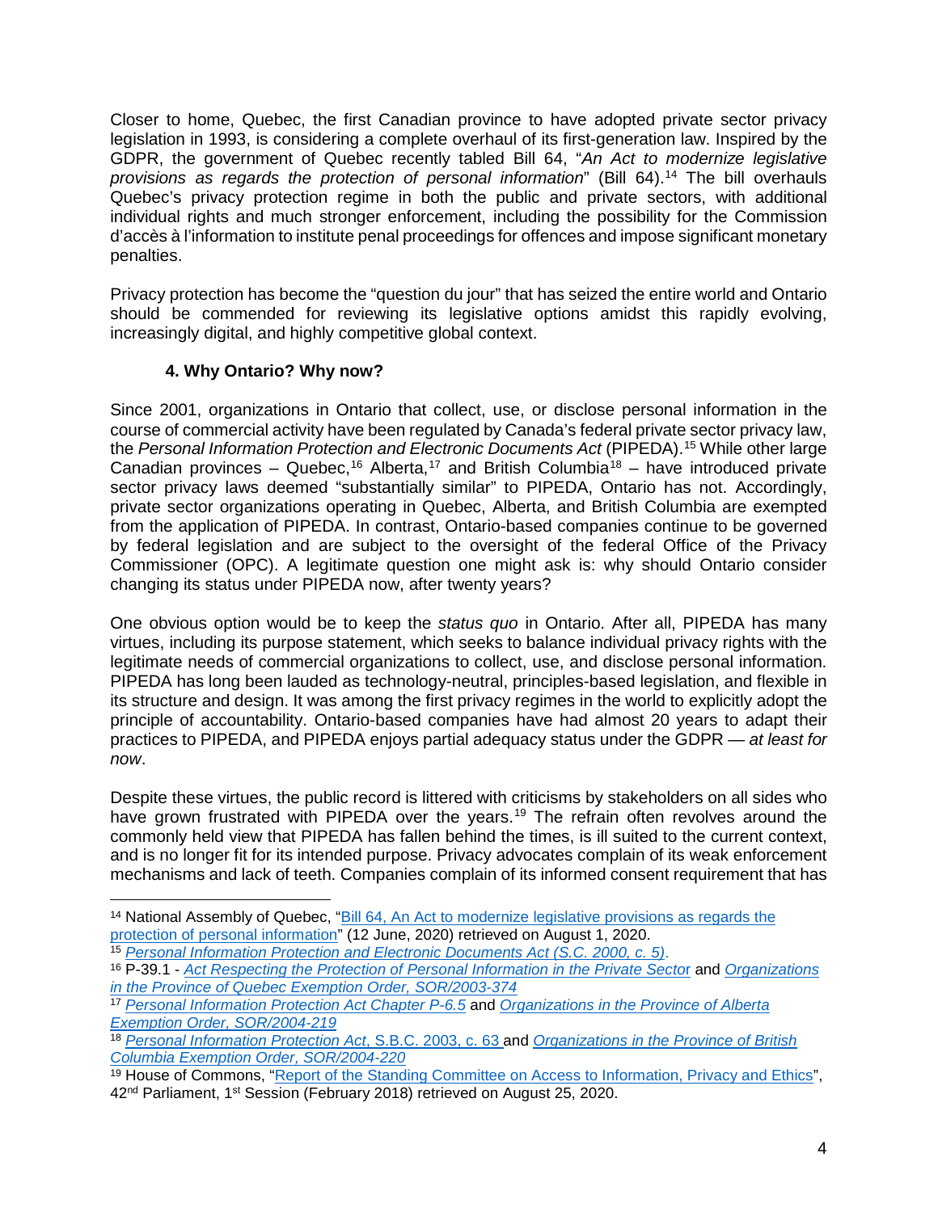Closer to home, Quebec, the first Canadian province to have adopted private sector privacy legislation in 1993, is considering a complete overhaul of its first-generation law. Inspired by the GDPR, the government of Quebec recently tabled Bill 64, "*An Act to modernize legislative provisions as regards the protection of personal information*" (Bill 64).[14] The bill overhauls Quebec's privacy protection regime in both the public and private sectors, with additional individual rights and much stronger enforcement, including the possibility for the Commission d'accès à l'information to institute penal proceedings for offences and impose significant monetary penalties.

Privacy protection has become the "question du jour" that has seized the entire world and Ontario should be commended for reviewing its legislative options amidst this rapidly evolving, increasingly digital, and highly competitive global context.

### 4. Why Ontario? Why now?

Since 2001, organizations in Ontario that collect, use, or disclose personal information in the course of commercial activity have been regulated by Canada's federal private sector privacy law, the *Personal Information Protection and Electronic Documents Act* (PIPEDA).[15] While other large Canadian provinces – Quebec,[16] Alberta,[17] and British Columbia[18] – have introduced private sector privacy laws deemed "substantially similar" to PIPEDA, Ontario has not. Accordingly, private sector organizations operating in Quebec, Alberta, and British Columbia are exempted from the application of PIPEDA. In contrast, Ontario-based companies continue to be governed by federal legislation and are subject to the oversight of the federal Office of the Privacy Commissioner (OPC). A legitimate question one might ask is: why should Ontario consider changing its status under PIPEDA now, after twenty years?

One obvious option would be to keep the *status quo* in Ontario. After all, PIPEDA has many virtues, including its purpose statement, which seeks to balance individual privacy rights with the legitimate needs of commercial organizations to collect, use, and disclose personal information. PIPEDA has long been lauded as technology-neutral, principles-based legislation, and flexible in its structure and design. It was among the first privacy regimes in the world to explicitly adopt the principle of accountability. Ontario-based companies have had almost 20 years to adapt their practices to PIPEDA, and PIPEDA enjoys partial adequacy status under the GDPR — *at least for now*.

Despite these virtues, the public record is littered with criticisms by stakeholders on all sides who have grown frustrated with PIPEDA over the years.[19] The refrain often revolves around the commonly held view that PIPEDA has fallen behind the times, is ill suited to the current context, and is no longer fit for its intended purpose. Privacy advocates complain of its weak enforcement mechanisms and lack of teeth. Companies complain of its informed consent requirement that has

---

[14] National Assembly of Quebec, "Bill 64, An Act to modernize legislative provisions as regards the protection of personal information" (12 June, 2020) retrieved on August 1, 2020.

[15] *Personal Information Protection and Electronic Documents Act (S.C. 2000, c. 5)*.

[16] P-39.1 - *Act Respecting the Protection of Personal Information in the Private Sector* and *Organizations in the Province of Quebec Exemption Order, SOR/2003-374*

[17] *Personal Information Protection Act Chapter P-6.5* and *Organizations in the Province of Alberta Exemption Order, SOR/2004-219*

[18] *Personal Information Protection Act*, S.B.C. 2003, c. 63 and *Organizations in the Province of British Columbia Exemption Order, SOR/2004-220*

[19] House of Commons, "Report of the Standing Committee on Access to Information, Privacy and Ethics", 42nd Parliament, 1st Session (February 2018) retrieved on August 25, 2020.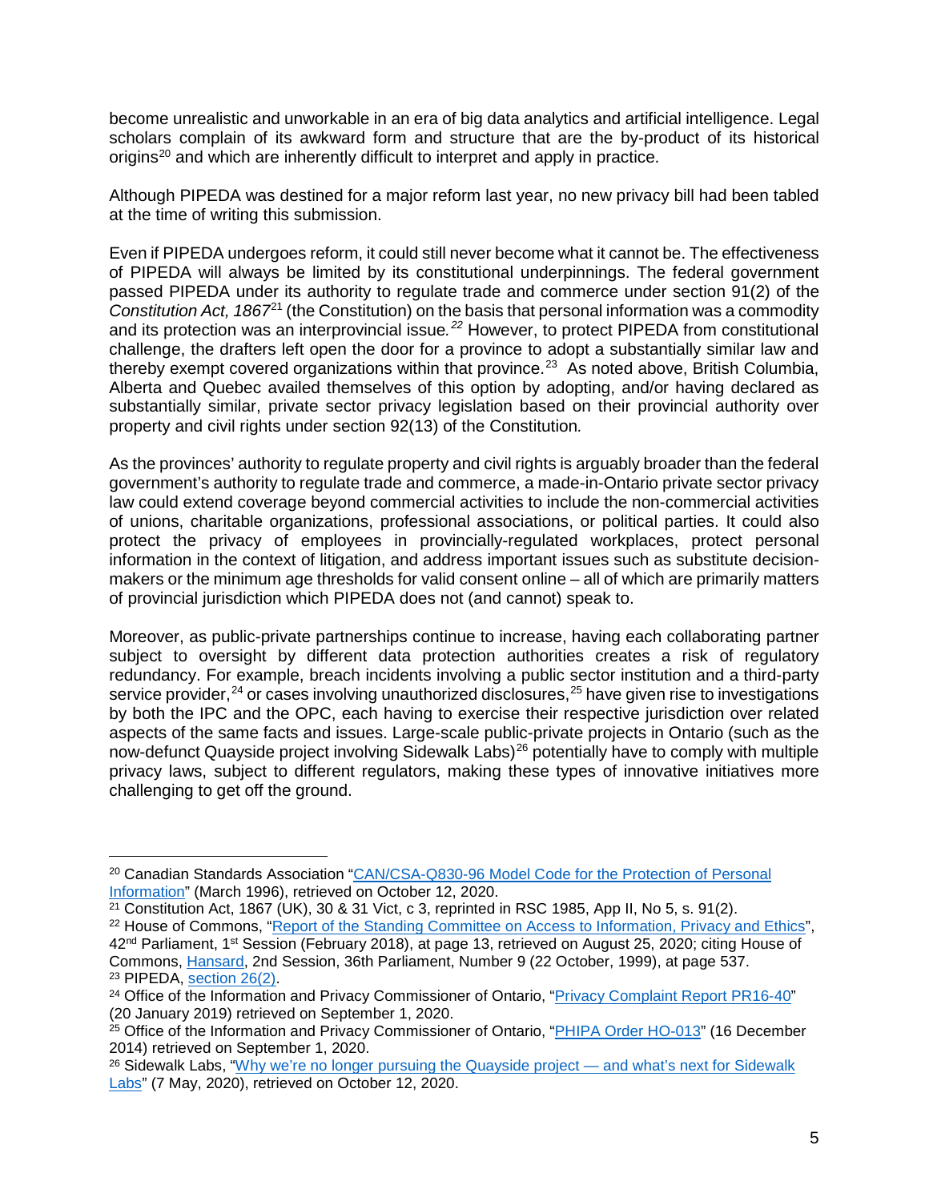become unrealistic and unworkable in an era of big data analytics and artificial intelligence. Legal scholars complain of its awkward form and structure that are the by-product of its historical origins[20] and which are inherently difficult to interpret and apply in practice.

Although PIPEDA was destined for a major reform last year, no new privacy bill had been tabled at the time of writing this submission.

Even if PIPEDA undergoes reform, it could still never become what it cannot be. The effectiveness of PIPEDA will always be limited by its constitutional underpinnings. The federal government passed PIPEDA under its authority to regulate trade and commerce under section 91(2) of the *Constitution Act, 1867*[21] (the Constitution) on the basis that personal information was a commodity and its protection was an interprovincial issue.[22] However, to protect PIPEDA from constitutional challenge, the drafters left open the door for a province to adopt a substantially similar law and thereby exempt covered organizations within that province.[23] As noted above, British Columbia, Alberta and Quebec availed themselves of this option by adopting, and/or having declared as substantially similar, private sector privacy legislation based on their provincial authority over property and civil rights under section 92(13) of the Constitution.

As the provinces' authority to regulate property and civil rights is arguably broader than the federal government's authority to regulate trade and commerce, a made-in-Ontario private sector privacy law could extend coverage beyond commercial activities to include the non-commercial activities of unions, charitable organizations, professional associations, or political parties. It could also protect the privacy of employees in provincially-regulated workplaces, protect personal information in the context of litigation, and address important issues such as substitute decision-makers or the minimum age thresholds for valid consent online – all of which are primarily matters of provincial jurisdiction which PIPEDA does not (and cannot) speak to.

Moreover, as public-private partnerships continue to increase, having each collaborating partner subject to oversight by different data protection authorities creates a risk of regulatory redundancy. For example, breach incidents involving a public sector institution and a third-party service provider,[24] or cases involving unauthorized disclosures,[25] have given rise to investigations by both the IPC and the OPC, each having to exercise their respective jurisdiction over related aspects of the same facts and issues. Large-scale public-private projects in Ontario (such as the now-defunct Quayside project involving Sidewalk Labs)[26] potentially have to comply with multiple privacy laws, subject to different regulators, making these types of innovative initiatives more challenging to get off the ground.

---

[20] Canadian Standards Association "CAN/CSA-Q830-96 Model Code for the Protection of Personal Information" (March 1996), retrieved on October 12, 2020.

[21] Constitution Act, 1867 (UK), 30 & 31 Vict, c 3, reprinted in RSC 1985, App II, No 5, s. 91(2).

[22] House of Commons, "Report of the Standing Committee on Access to Information, Privacy and Ethics", 42nd Parliament, 1st Session (February 2018), at page 13, retrieved on August 25, 2020; citing House of Commons, Hansard, 2nd Session, 36th Parliament, Number 9 (22 October, 1999), at page 537.

[23] PIPEDA, section 26(2).

[24] Office of the Information and Privacy Commissioner of Ontario, "Privacy Complaint Report PR16-40" (20 January 2019) retrieved on September 1, 2020.

[25] Office of the Information and Privacy Commissioner of Ontario, "PHIPA Order HO-013" (16 December 2014) retrieved on September 1, 2020.

[26] Sidewalk Labs, "Why we're no longer pursuing the Quayside project — and what's next for Sidewalk Labs" (7 May, 2020), retrieved on October 12, 2020.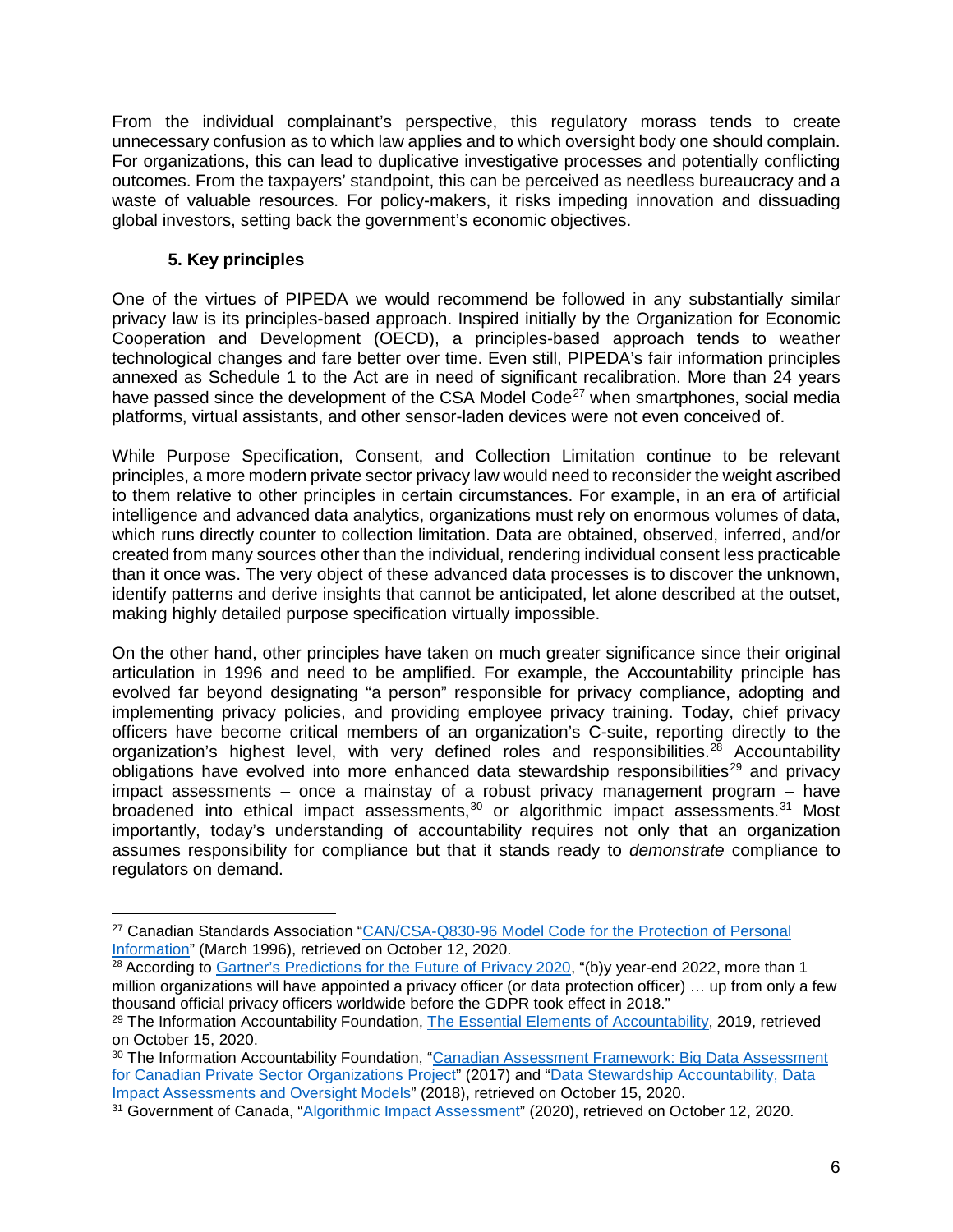From the individual complainant's perspective, this regulatory morass tends to create unnecessary confusion as to which law applies and to which oversight body one should complain. For organizations, this can lead to duplicative investigative processes and potentially conflicting outcomes. From the taxpayers' standpoint, this can be perceived as needless bureaucracy and a waste of valuable resources. For policy-makers, it risks impeding innovation and dissuading global investors, setting back the government's economic objectives.

### 5. Key principles

One of the virtues of PIPEDA we would recommend be followed in any substantially similar privacy law is its principles-based approach. Inspired initially by the Organization for Economic Cooperation and Development (OECD), a principles-based approach tends to weather technological changes and fare better over time. Even still, PIPEDA's fair information principles annexed as Schedule 1 to the Act are in need of significant recalibration. More than 24 years have passed since the development of the CSA Model Code[27] when smartphones, social media platforms, virtual assistants, and other sensor-laden devices were not even conceived of.

While Purpose Specification, Consent, and Collection Limitation continue to be relevant principles, a more modern private sector privacy law would need to reconsider the weight ascribed to them relative to other principles in certain circumstances. For example, in an era of artificial intelligence and advanced data analytics, organizations must rely on enormous volumes of data, which runs directly counter to collection limitation. Data are obtained, observed, inferred, and/or created from many sources other than the individual, rendering individual consent less practicable than it once was. The very object of these advanced data processes is to discover the unknown, identify patterns and derive insights that cannot be anticipated, let alone described at the outset, making highly detailed purpose specification virtually impossible.

On the other hand, other principles have taken on much greater significance since their original articulation in 1996 and need to be amplified. For example, the Accountability principle has evolved far beyond designating "a person" responsible for privacy compliance, adopting and implementing privacy policies, and providing employee privacy training. Today, chief privacy officers have become critical members of an organization's C-suite, reporting directly to the organization's highest level, with very defined roles and responsibilities.[28] Accountability obligations have evolved into more enhanced data stewardship responsibilities[29] and privacy impact assessments – once a mainstay of a robust privacy management program – have broadened into ethical impact assessments,[30] or algorithmic impact assessments.[31] Most importantly, today's understanding of accountability requires not only that an organization assumes responsibility for compliance but that it stands ready to *demonstrate* compliance to regulators on demand.

---

[27] Canadian Standards Association "CAN/CSA-Q830-96 Model Code for the Protection of Personal Information" (March 1996), retrieved on October 12, 2020.

[28] According to Gartner's Predictions for the Future of Privacy 2020, "(b)y year-end 2022, more than 1 million organizations will have appointed a privacy officer (or data protection officer) … up from only a few thousand official privacy officers worldwide before the GDPR took effect in 2018."

[29] The Information Accountability Foundation, The Essential Elements of Accountability, 2019, retrieved on October 15, 2020.

[30] The Information Accountability Foundation, "Canadian Assessment Framework: Big Data Assessment for Canadian Private Sector Organizations Project" (2017) and "Data Stewardship Accountability, Data Impact Assessments and Oversight Models" (2018), retrieved on October 15, 2020.

[31] Government of Canada, "Algorithmic Impact Assessment" (2020), retrieved on October 12, 2020.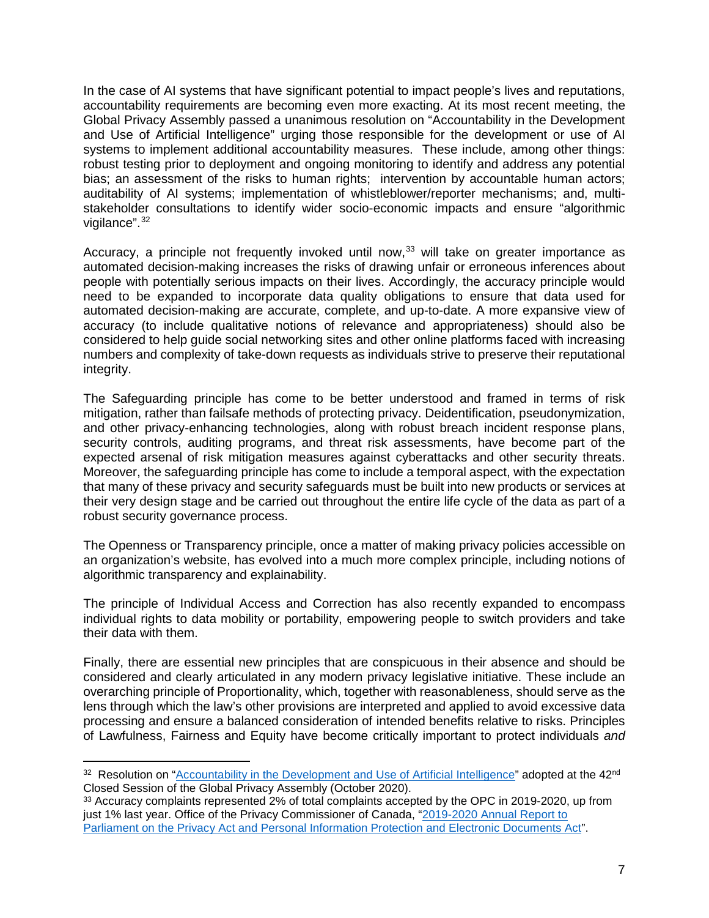In the case of AI systems that have significant potential to impact people's lives and reputations, accountability requirements are becoming even more exacting. At its most recent meeting, the Global Privacy Assembly passed a unanimous resolution on "Accountability in the Development and Use of Artificial Intelligence" urging those responsible for the development or use of AI systems to implement additional accountability measures. These include, among other things: robust testing prior to deployment and ongoing monitoring to identify and address any potential bias; an assessment of the risks to human rights; intervention by accountable human actors; auditability of AI systems; implementation of whistleblower/reporter mechanisms; and, multi-stakeholder consultations to identify wider socio-economic impacts and ensure "algorithmic vigilance".[32]

Accuracy, a principle not frequently invoked until now,[33] will take on greater importance as automated decision-making increases the risks of drawing unfair or erroneous inferences about people with potentially serious impacts on their lives. Accordingly, the accuracy principle would need to be expanded to incorporate data quality obligations to ensure that data used for automated decision-making are accurate, complete, and up-to-date. A more expansive view of accuracy (to include qualitative notions of relevance and appropriateness) should also be considered to help guide social networking sites and other online platforms faced with increasing numbers and complexity of take-down requests as individuals strive to preserve their reputational integrity.

The Safeguarding principle has come to be better understood and framed in terms of risk mitigation, rather than failsafe methods of protecting privacy. Deidentification, pseudonymization, and other privacy-enhancing technologies, along with robust breach incident response plans, security controls, auditing programs, and threat risk assessments, have become part of the expected arsenal of risk mitigation measures against cyberattacks and other security threats. Moreover, the safeguarding principle has come to include a temporal aspect, with the expectation that many of these privacy and security safeguards must be built into new products or services at their very design stage and be carried out throughout the entire life cycle of the data as part of a robust security governance process.

The Openness or Transparency principle, once a matter of making privacy policies accessible on an organization's website, has evolved into a much more complex principle, including notions of algorithmic transparency and explainability.

The principle of Individual Access and Correction has also recently expanded to encompass individual rights to data mobility or portability, empowering people to switch providers and take their data with them.

Finally, there are essential new principles that are conspicuous in their absence and should be considered and clearly articulated in any modern privacy legislative initiative. These include an overarching principle of Proportionality, which, together with reasonableness, should serve as the lens through which the law's other provisions are interpreted and applied to avoid excessive data processing and ensure a balanced consideration of intended benefits relative to risks. Principles of Lawfulness, Fairness and Equity have become critically important to protect individuals *and*

---

[32] Resolution on "Accountability in the Development and Use of Artificial Intelligence" adopted at the 42nd Closed Session of the Global Privacy Assembly (October 2020).

[33] Accuracy complaints represented 2% of total complaints accepted by the OPC in 2019-2020, up from just 1% last year. Office of the Privacy Commissioner of Canada, "2019-2020 Annual Report to Parliament on the Privacy Act and Personal Information Protection and Electronic Documents Act".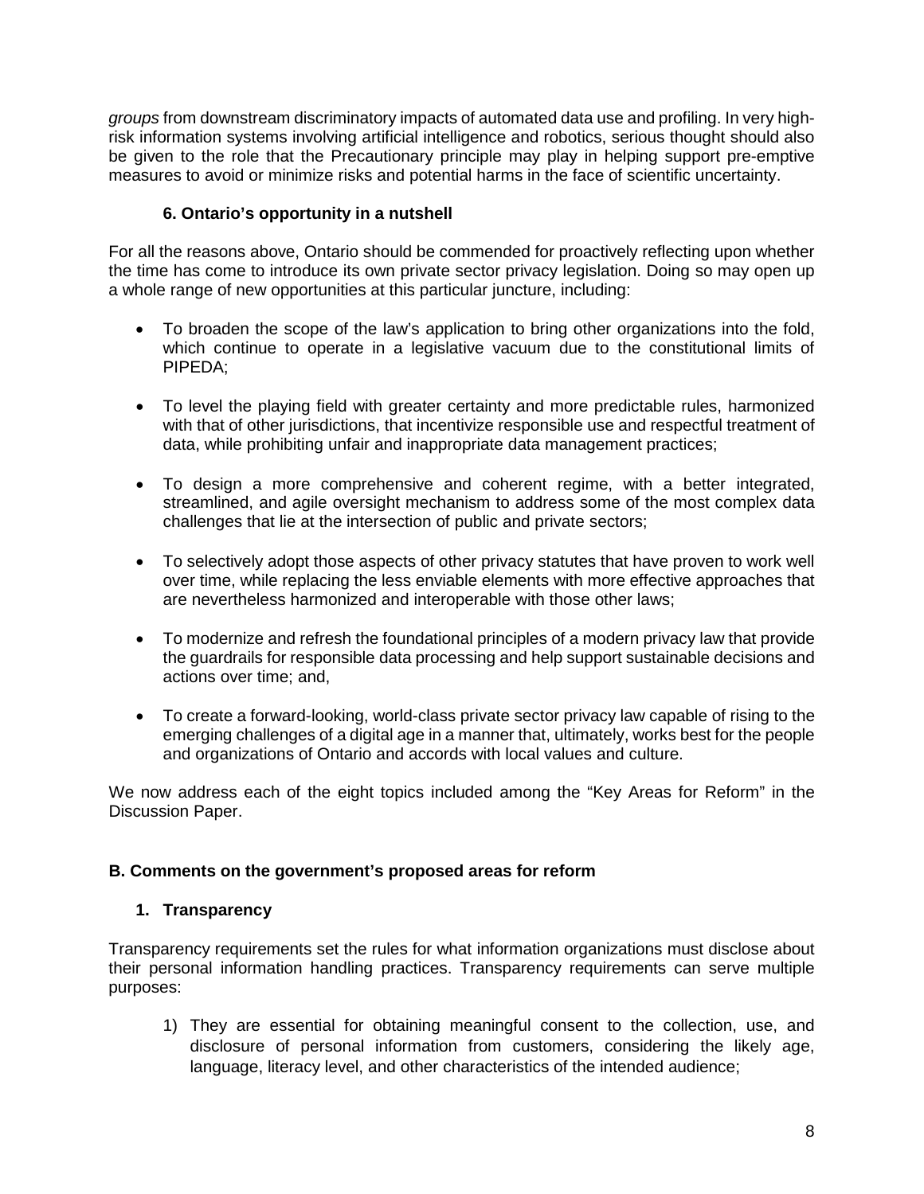*groups* from downstream discriminatory impacts of automated data use and profiling. In very high-risk information systems involving artificial intelligence and robotics, serious thought should also be given to the role that the Precautionary principle may play in helping support pre-emptive measures to avoid or minimize risks and potential harms in the face of scientific uncertainty.

### 6. Ontario's opportunity in a nutshell

For all the reasons above, Ontario should be commended for proactively reflecting upon whether the time has come to introduce its own private sector privacy legislation. Doing so may open up a whole range of new opportunities at this particular juncture, including:

- To broaden the scope of the law's application to bring other organizations into the fold, which continue to operate in a legislative vacuum due to the constitutional limits of PIPEDA;
- To level the playing field with greater certainty and more predictable rules, harmonized with that of other jurisdictions, that incentivize responsible use and respectful treatment of data, while prohibiting unfair and inappropriate data management practices;
- To design a more comprehensive and coherent regime, with a better integrated, streamlined, and agile oversight mechanism to address some of the most complex data challenges that lie at the intersection of public and private sectors;
- To selectively adopt those aspects of other privacy statutes that have proven to work well over time, while replacing the less enviable elements with more effective approaches that are nevertheless harmonized and interoperable with those other laws;
- To modernize and refresh the foundational principles of a modern privacy law that provide the guardrails for responsible data processing and help support sustainable decisions and actions over time; and,
- To create a forward-looking, world-class private sector privacy law capable of rising to the emerging challenges of a digital age in a manner that, ultimately, works best for the people and organizations of Ontario and accords with local values and culture.

We now address each of the eight topics included among the "Key Areas for Reform" in the Discussion Paper.

## B. Comments on the government's proposed areas for reform

### 1. Transparency

Transparency requirements set the rules for what information organizations must disclose about their personal information handling practices. Transparency requirements can serve multiple purposes:

1) They are essential for obtaining meaningful consent to the collection, use, and disclosure of personal information from customers, considering the likely age, language, literacy level, and other characteristics of the intended audience;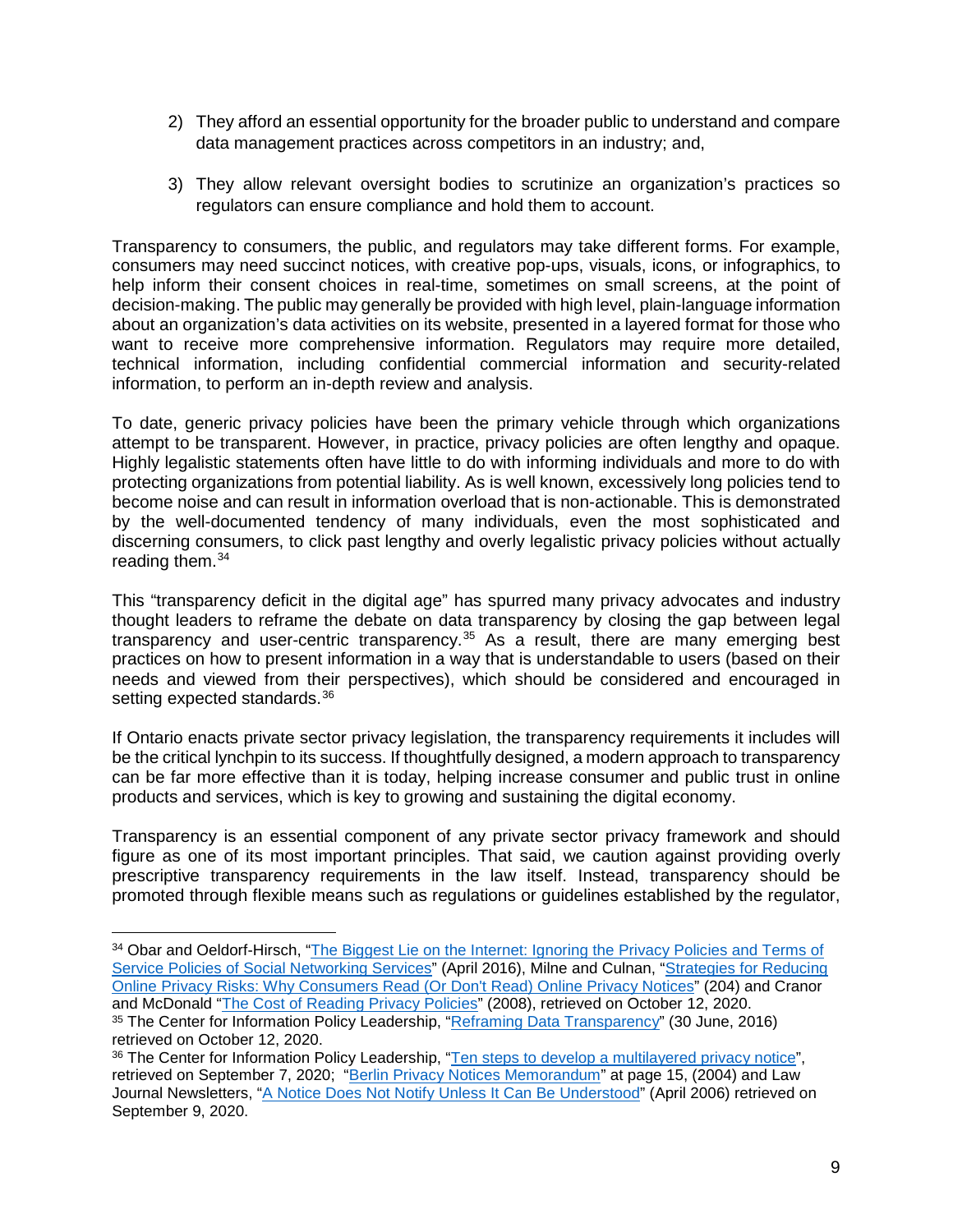2) They afford an essential opportunity for the broader public to understand and compare data management practices across competitors in an industry; and,

3) They allow relevant oversight bodies to scrutinize an organization's practices so regulators can ensure compliance and hold them to account.

Transparency to consumers, the public, and regulators may take different forms. For example, consumers may need succinct notices, with creative pop-ups, visuals, icons, or infographics, to help inform their consent choices in real-time, sometimes on small screens, at the point of decision-making. The public may generally be provided with high level, plain-language information about an organization's data activities on its website, presented in a layered format for those who want to receive more comprehensive information. Regulators may require more detailed, technical information, including confidential commercial information and security-related information, to perform an in-depth review and analysis.

To date, generic privacy policies have been the primary vehicle through which organizations attempt to be transparent. However, in practice, privacy policies are often lengthy and opaque. Highly legalistic statements often have little to do with informing individuals and more to do with protecting organizations from potential liability. As is well known, excessively long policies tend to become noise and can result in information overload that is non-actionable. This is demonstrated by the well-documented tendency of many individuals, even the most sophisticated and discerning consumers, to click past lengthy and overly legalistic privacy policies without actually reading them.[34]

This "transparency deficit in the digital age" has spurred many privacy advocates and industry thought leaders to reframe the debate on data transparency by closing the gap between legal transparency and user-centric transparency.[35] As a result, there are many emerging best practices on how to present information in a way that is understandable to users (based on their needs and viewed from their perspectives), which should be considered and encouraged in setting expected standards.[36]

If Ontario enacts private sector privacy legislation, the transparency requirements it includes will be the critical lynchpin to its success. If thoughtfully designed, a modern approach to transparency can be far more effective than it is today, helping increase consumer and public trust in online products and services, which is key to growing and sustaining the digital economy.

Transparency is an essential component of any private sector privacy framework and should figure as one of its most important principles. That said, we caution against providing overly prescriptive transparency requirements in the law itself. Instead, transparency should be promoted through flexible means such as regulations or guidelines established by the regulator,

---

[34] Obar and Oeldorf-Hirsch, "The Biggest Lie on the Internet: Ignoring the Privacy Policies and Terms of Service Policies of Social Networking Services" (April 2016), Milne and Culnan, "Strategies for Reducing Online Privacy Risks: Why Consumers Read (Or Don't Read) Online Privacy Notices" (204) and Cranor and McDonald "The Cost of Reading Privacy Policies" (2008), retrieved on October 12, 2020.

[35] The Center for Information Policy Leadership, "Reframing Data Transparency" (30 June, 2016) retrieved on October 12, 2020.

[36] The Center for Information Policy Leadership, "Ten steps to develop a multilayered privacy notice", retrieved on September 7, 2020; "Berlin Privacy Notices Memorandum" at page 15, (2004) and Law Journal Newsletters, "A Notice Does Not Notify Unless It Can Be Understood" (April 2006) retrieved on September 9, 2020.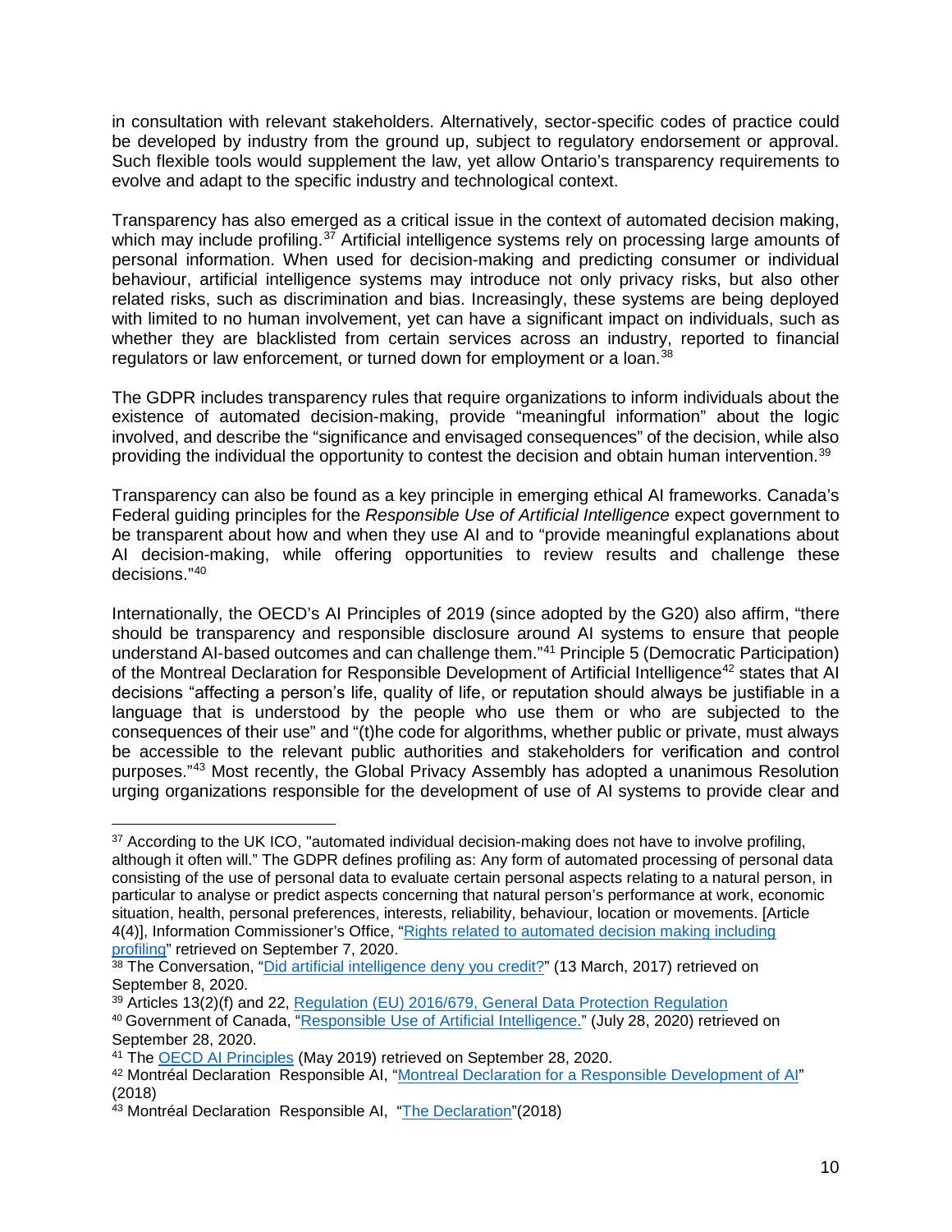in consultation with relevant stakeholders. Alternatively, sector-specific codes of practice could be developed by industry from the ground up, subject to regulatory endorsement or approval. Such flexible tools would supplement the law, yet allow Ontario's transparency requirements to evolve and adapt to the specific industry and technological context.

Transparency has also emerged as a critical issue in the context of automated decision making, which may include profiling.[37] Artificial intelligence systems rely on processing large amounts of personal information. When used for decision-making and predicting consumer or individual behaviour, artificial intelligence systems may introduce not only privacy risks, but also other related risks, such as discrimination and bias. Increasingly, these systems are being deployed with limited to no human involvement, yet can have a significant impact on individuals, such as whether they are blacklisted from certain services across an industry, reported to financial regulators or law enforcement, or turned down for employment or a loan.[38]

The GDPR includes transparency rules that require organizations to inform individuals about the existence of automated decision-making, provide "meaningful information" about the logic involved, and describe the "significance and envisaged consequences" of the decision, while also providing the individual the opportunity to contest the decision and obtain human intervention.[39]

Transparency can also be found as a key principle in emerging ethical AI frameworks. Canada's Federal guiding principles for the *Responsible Use of Artificial Intelligence* expect government to be transparent about how and when they use AI and to "provide meaningful explanations about AI decision-making, while offering opportunities to review results and challenge these decisions."[40]

Internationally, the OECD's AI Principles of 2019 (since adopted by the G20) also affirm, "there should be transparency and responsible disclosure around AI systems to ensure that people understand AI-based outcomes and can challenge them."[41] Principle 5 (Democratic Participation) of the Montreal Declaration for Responsible Development of Artificial Intelligence[42] states that AI decisions "affecting a person's life, quality of life, or reputation should always be justifiable in a language that is understood by the people who use them or who are subjected to the consequences of their use" and "(t)he code for algorithms, whether public or private, must always be accessible to the relevant public authorities and stakeholders for verification and control purposes."[43] Most recently, the Global Privacy Assembly has adopted a unanimous Resolution urging organizations responsible for the development of use of AI systems to provide clear and

---

[37] According to the UK ICO, "automated individual decision-making does not have to involve profiling, although it often will." The GDPR defines profiling as: Any form of automated processing of personal data consisting of the use of personal data to evaluate certain personal aspects relating to a natural person, in particular to analyse or predict aspects concerning that natural person's performance at work, economic situation, health, personal preferences, interests, reliability, behaviour, location or movements. [Article 4(4)], Information Commissioner's Office, "Rights related to automated decision making including profiling" retrieved on September 7, 2020.

[38] The Conversation, "Did artificial intelligence deny you credit?" (13 March, 2017) retrieved on September 8, 2020.

[39] Articles 13(2)(f) and 22, Regulation (EU) 2016/679, General Data Protection Regulation

[40] Government of Canada, "Responsible Use of Artificial Intelligence." (July 28, 2020) retrieved on September 28, 2020.

[41] The OECD AI Principles (May 2019) retrieved on September 28, 2020.

[42] Montréal Declaration Responsible AI, "Montreal Declaration for a Responsible Development of AI" (2018)

[43] Montréal Declaration Responsible AI, "The Declaration"(2018)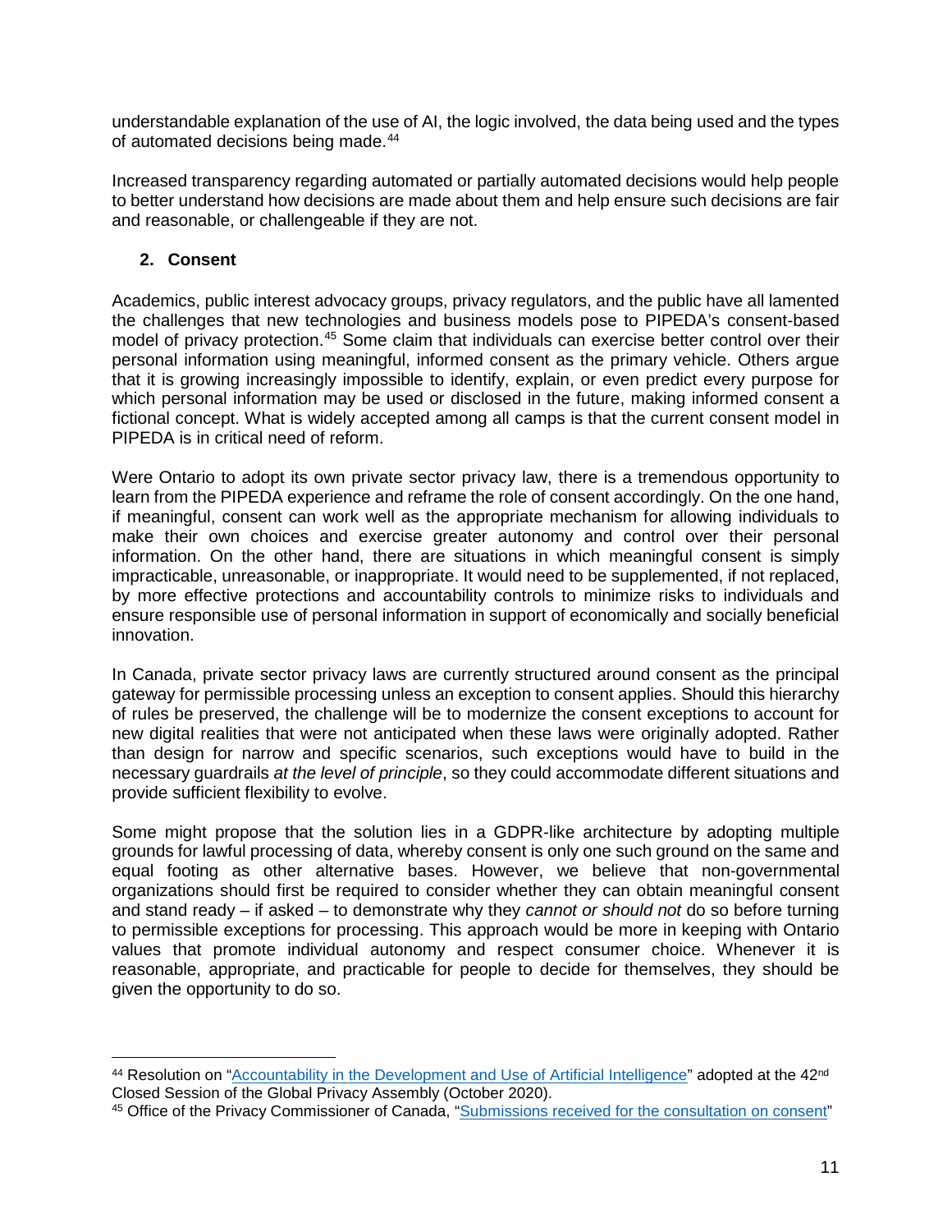understandable explanation of the use of AI, the logic involved, the data being used and the types of automated decisions being made.[44]

Increased transparency regarding automated or partially automated decisions would help people to better understand how decisions are made about them and help ensure such decisions are fair and reasonable, or challengeable if they are not.

### 2. Consent

Academics, public interest advocacy groups, privacy regulators, and the public have all lamented the challenges that new technologies and business models pose to PIPEDA's consent-based model of privacy protection.[45] Some claim that individuals can exercise better control over their personal information using meaningful, informed consent as the primary vehicle. Others argue that it is growing increasingly impossible to identify, explain, or even predict every purpose for which personal information may be used or disclosed in the future, making informed consent a fictional concept. What is widely accepted among all camps is that the current consent model in PIPEDA is in critical need of reform.

Were Ontario to adopt its own private sector privacy law, there is a tremendous opportunity to learn from the PIPEDA experience and reframe the role of consent accordingly. On the one hand, if meaningful, consent can work well as the appropriate mechanism for allowing individuals to make their own choices and exercise greater autonomy and control over their personal information. On the other hand, there are situations in which meaningful consent is simply impracticable, unreasonable, or inappropriate. It would need to be supplemented, if not replaced, by more effective protections and accountability controls to minimize risks to individuals and ensure responsible use of personal information in support of economically and socially beneficial innovation.

In Canada, private sector privacy laws are currently structured around consent as the principal gateway for permissible processing unless an exception to consent applies. Should this hierarchy of rules be preserved, the challenge will be to modernize the consent exceptions to account for new digital realities that were not anticipated when these laws were originally adopted. Rather than design for narrow and specific scenarios, such exceptions would have to build in the necessary guardrails *at the level of principle*, so they could accommodate different situations and provide sufficient flexibility to evolve.

Some might propose that the solution lies in a GDPR-like architecture by adopting multiple grounds for lawful processing of data, whereby consent is only one such ground on the same and equal footing as other alternative bases. However, we believe that non-governmental organizations should first be required to consider whether they can obtain meaningful consent and stand ready – if asked – to demonstrate why they *cannot or should not* do so before turning to permissible exceptions for processing. This approach would be more in keeping with Ontario values that promote individual autonomy and respect consumer choice. Whenever it is reasonable, appropriate, and practicable for people to decide for themselves, they should be given the opportunity to do so.

---

[44] Resolution on "Accountability in the Development and Use of Artificial Intelligence" adopted at the 42nd Closed Session of the Global Privacy Assembly (October 2020).

[45] Office of the Privacy Commissioner of Canada, "Submissions received for the consultation on consent"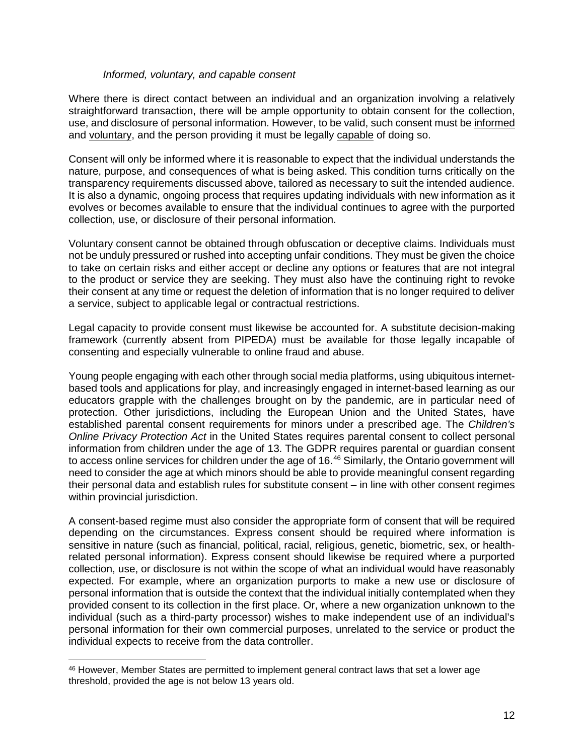*Informed, voluntary, and capable consent*

Where there is direct contact between an individual and an organization involving a relatively straightforward transaction, there will be ample opportunity to obtain consent for the collection, use, and disclosure of personal information. However, to be valid, such consent must be informed and voluntary, and the person providing it must be legally capable of doing so.

Consent will only be informed where it is reasonable to expect that the individual understands the nature, purpose, and consequences of what is being asked. This condition turns critically on the transparency requirements discussed above, tailored as necessary to suit the intended audience. It is also a dynamic, ongoing process that requires updating individuals with new information as it evolves or becomes available to ensure that the individual continues to agree with the purported collection, use, or disclosure of their personal information.

Voluntary consent cannot be obtained through obfuscation or deceptive claims. Individuals must not be unduly pressured or rushed into accepting unfair conditions. They must be given the choice to take on certain risks and either accept or decline any options or features that are not integral to the product or service they are seeking. They must also have the continuing right to revoke their consent at any time or request the deletion of information that is no longer required to deliver a service, subject to applicable legal or contractual restrictions.

Legal capacity to provide consent must likewise be accounted for. A substitute decision-making framework (currently absent from PIPEDA) must be available for those legally incapable of consenting and especially vulnerable to online fraud and abuse.

Young people engaging with each other through social media platforms, using ubiquitous internet-based tools and applications for play, and increasingly engaged in internet-based learning as our educators grapple with the challenges brought on by the pandemic, are in particular need of protection. Other jurisdictions, including the European Union and the United States, have established parental consent requirements for minors under a prescribed age. The *Children's Online Privacy Protection Act* in the United States requires parental consent to collect personal information from children under the age of 13. The GDPR requires parental or guardian consent to access online services for children under the age of 16.[46] Similarly, the Ontario government will need to consider the age at which minors should be able to provide meaningful consent regarding their personal data and establish rules for substitute consent – in line with other consent regimes within provincial jurisdiction.

A consent-based regime must also consider the appropriate form of consent that will be required depending on the circumstances. Express consent should be required where information is sensitive in nature (such as financial, political, racial, religious, genetic, biometric, sex, or health-related personal information). Express consent should likewise be required where a purported collection, use, or disclosure is not within the scope of what an individual would have reasonably expected. For example, where an organization purports to make a new use or disclosure of personal information that is outside the context that the individual initially contemplated when they provided consent to its collection in the first place. Or, where a new organization unknown to the individual (such as a third-party processor) wishes to make independent use of an individual's personal information for their own commercial purposes, unrelated to the service or product the individual expects to receive from the data controller.

[46] However, Member States are permitted to implement general contract laws that set a lower age threshold, provided the age is not below 13 years old.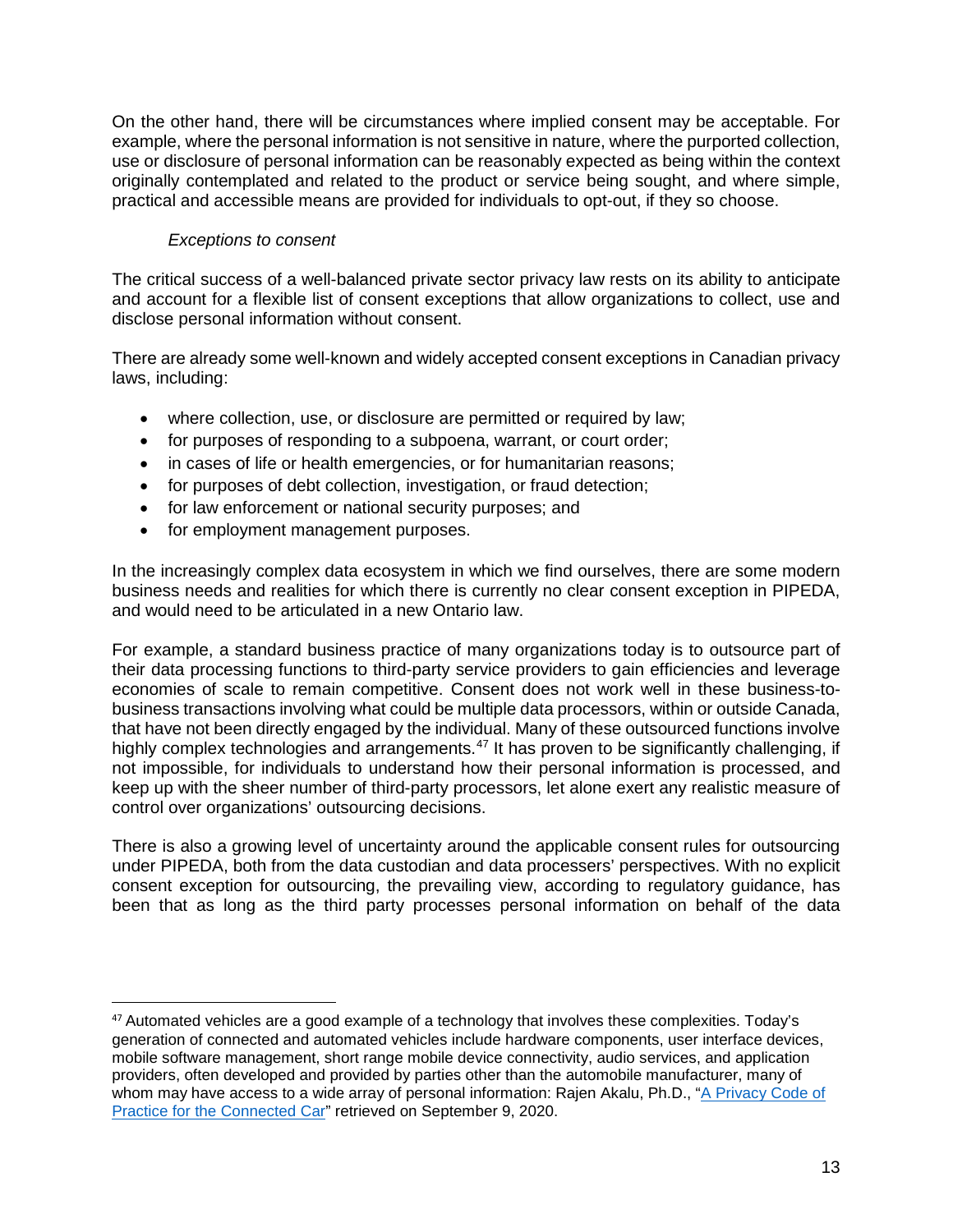On the other hand, there will be circumstances where implied consent may be acceptable. For example, where the personal information is not sensitive in nature, where the purported collection, use or disclosure of personal information can be reasonably expected as being within the context originally contemplated and related to the product or service being sought, and where simple, practical and accessible means are provided for individuals to opt-out, if they so choose.

*Exceptions to consent*

The critical success of a well-balanced private sector privacy law rests on its ability to anticipate and account for a flexible list of consent exceptions that allow organizations to collect, use and disclose personal information without consent.

There are already some well-known and widely accepted consent exceptions in Canadian privacy laws, including:

- where collection, use, or disclosure are permitted or required by law;
- for purposes of responding to a subpoena, warrant, or court order;
- in cases of life or health emergencies, or for humanitarian reasons;
- for purposes of debt collection, investigation, or fraud detection;
- for law enforcement or national security purposes; and
- for employment management purposes.

In the increasingly complex data ecosystem in which we find ourselves, there are some modern business needs and realities for which there is currently no clear consent exception in PIPEDA, and would need to be articulated in a new Ontario law.

For example, a standard business practice of many organizations today is to outsource part of their data processing functions to third-party service providers to gain efficiencies and leverage economies of scale to remain competitive. Consent does not work well in these business-to-business transactions involving what could be multiple data processors, within or outside Canada, that have not been directly engaged by the individual. Many of these outsourced functions involve highly complex technologies and arrangements.[47] It has proven to be significantly challenging, if not impossible, for individuals to understand how their personal information is processed, and keep up with the sheer number of third-party processors, let alone exert any realistic measure of control over organizations' outsourcing decisions.

There is also a growing level of uncertainty around the applicable consent rules for outsourcing under PIPEDA, both from the data custodian and data processers' perspectives. With no explicit consent exception for outsourcing, the prevailing view, according to regulatory guidance, has been that as long as the third party processes personal information on behalf of the data

---

[47] Automated vehicles are a good example of a technology that involves these complexities. Today's generation of connected and automated vehicles include hardware components, user interface devices, mobile software management, short range mobile device connectivity, audio services, and application providers, often developed and provided by parties other than the automobile manufacturer, many of whom may have access to a wide array of personal information: Rajen Akalu, Ph.D., "A Privacy Code of Practice for the Connected Car" retrieved on September 9, 2020.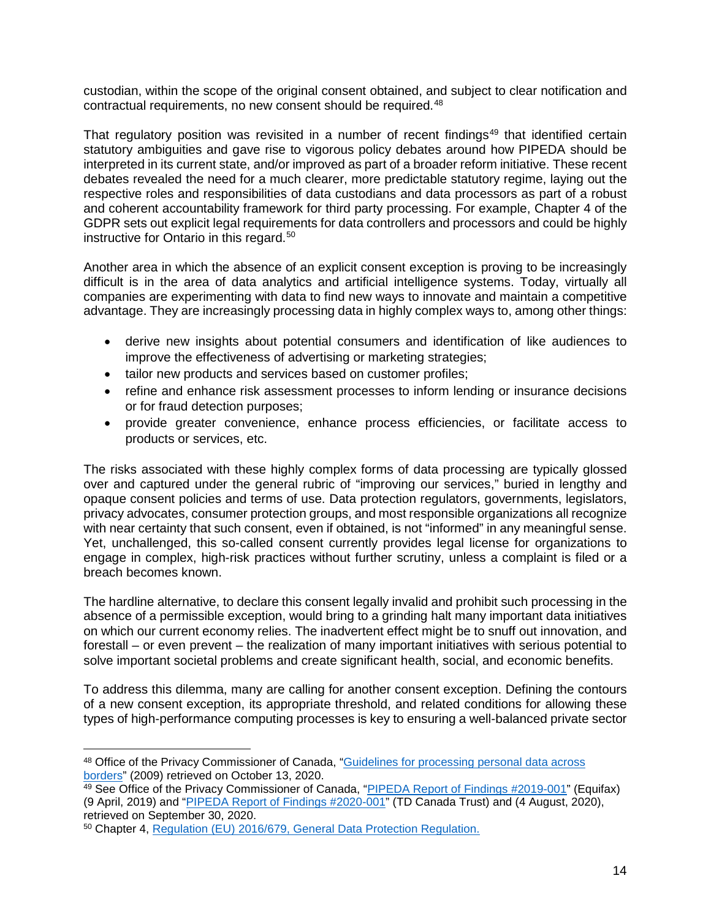custodian, within the scope of the original consent obtained, and subject to clear notification and contractual requirements, no new consent should be required.[48]

That regulatory position was revisited in a number of recent findings[49] that identified certain statutory ambiguities and gave rise to vigorous policy debates around how PIPEDA should be interpreted in its current state, and/or improved as part of a broader reform initiative. These recent debates revealed the need for a much clearer, more predictable statutory regime, laying out the respective roles and responsibilities of data custodians and data processors as part of a robust and coherent accountability framework for third party processing. For example, Chapter 4 of the GDPR sets out explicit legal requirements for data controllers and processors and could be highly instructive for Ontario in this regard.[50]

Another area in which the absence of an explicit consent exception is proving to be increasingly difficult is in the area of data analytics and artificial intelligence systems. Today, virtually all companies are experimenting with data to find new ways to innovate and maintain a competitive advantage. They are increasingly processing data in highly complex ways to, among other things:

- derive new insights about potential consumers and identification of like audiences to improve the effectiveness of advertising or marketing strategies;
- tailor new products and services based on customer profiles;
- refine and enhance risk assessment processes to inform lending or insurance decisions or for fraud detection purposes;
- provide greater convenience, enhance process efficiencies, or facilitate access to products or services, etc.

The risks associated with these highly complex forms of data processing are typically glossed over and captured under the general rubric of "improving our services," buried in lengthy and opaque consent policies and terms of use. Data protection regulators, governments, legislators, privacy advocates, consumer protection groups, and most responsible organizations all recognize with near certainty that such consent, even if obtained, is not "informed" in any meaningful sense. Yet, unchallenged, this so-called consent currently provides legal license for organizations to engage in complex, high-risk practices without further scrutiny, unless a complaint is filed or a breach becomes known.

The hardline alternative, to declare this consent legally invalid and prohibit such processing in the absence of a permissible exception, would bring to a grinding halt many important data initiatives on which our current economy relies. The inadvertent effect might be to snuff out innovation, and forestall – or even prevent – the realization of many important initiatives with serious potential to solve important societal problems and create significant health, social, and economic benefits.

To address this dilemma, many are calling for another consent exception. Defining the contours of a new consent exception, its appropriate threshold, and related conditions for allowing these types of high-performance computing processes is key to ensuring a well-balanced private sector

---

[48] Office of the Privacy Commissioner of Canada, "Guidelines for processing personal data across borders" (2009) retrieved on October 13, 2020.

[49] See Office of the Privacy Commissioner of Canada, "PIPEDA Report of Findings #2019-001" (Equifax) (9 April, 2019) and "PIPEDA Report of Findings #2020-001" (TD Canada Trust) and (4 August, 2020), retrieved on September 30, 2020.

[50] Chapter 4, Regulation (EU) 2016/679, General Data Protection Regulation.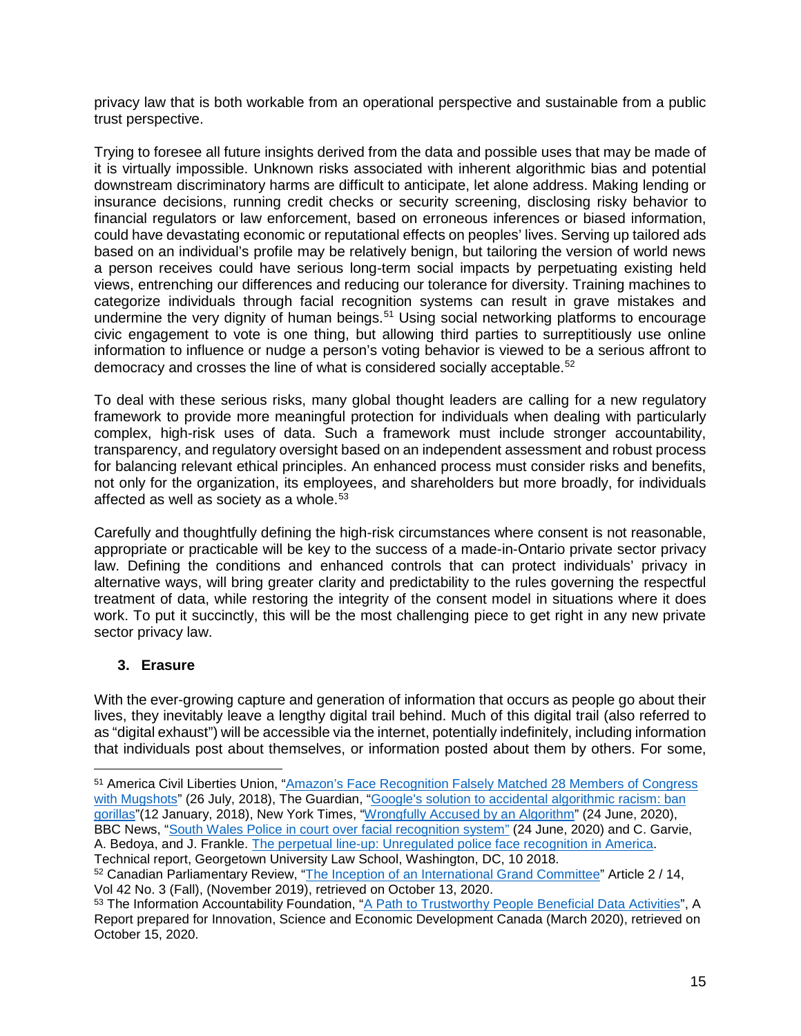privacy law that is both workable from an operational perspective and sustainable from a public trust perspective.

Trying to foresee all future insights derived from the data and possible uses that may be made of it is virtually impossible. Unknown risks associated with inherent algorithmic bias and potential downstream discriminatory harms are difficult to anticipate, let alone address. Making lending or insurance decisions, running credit checks or security screening, disclosing risky behavior to financial regulators or law enforcement, based on erroneous inferences or biased information, could have devastating economic or reputational effects on peoples' lives. Serving up tailored ads based on an individual's profile may be relatively benign, but tailoring the version of world news a person receives could have serious long-term social impacts by perpetuating existing held views, entrenching our differences and reducing our tolerance for diversity. Training machines to categorize individuals through facial recognition systems can result in grave mistakes and undermine the very dignity of human beings.[51] Using social networking platforms to encourage civic engagement to vote is one thing, but allowing third parties to surreptitiously use online information to influence or nudge a person's voting behavior is viewed to be a serious affront to democracy and crosses the line of what is considered socially acceptable.[52]

To deal with these serious risks, many global thought leaders are calling for a new regulatory framework to provide more meaningful protection for individuals when dealing with particularly complex, high-risk uses of data. Such a framework must include stronger accountability, transparency, and regulatory oversight based on an independent assessment and robust process for balancing relevant ethical principles. An enhanced process must consider risks and benefits, not only for the organization, its employees, and shareholders but more broadly, for individuals affected as well as society as a whole.[53]

Carefully and thoughtfully defining the high-risk circumstances where consent is not reasonable, appropriate or practicable will be key to the success of a made-in-Ontario private sector privacy law. Defining the conditions and enhanced controls that can protect individuals' privacy in alternative ways, will bring greater clarity and predictability to the rules governing the respectful treatment of data, while restoring the integrity of the consent model in situations where it does work. To put it succinctly, this will be the most challenging piece to get right in any new private sector privacy law.

### 3. Erasure

With the ever-growing capture and generation of information that occurs as people go about their lives, they inevitably leave a lengthy digital trail behind. Much of this digital trail (also referred to as "digital exhaust") will be accessible via the internet, potentially indefinitely, including information that individuals post about themselves, or information posted about them by others. For some,

---

[51] America Civil Liberties Union, "Amazon's Face Recognition Falsely Matched 28 Members of Congress with Mugshots" (26 July, 2018), The Guardian, "Google's solution to accidental algorithmic racism: ban gorillas"(12 January, 2018), New York Times, "Wrongfully Accused by an Algorithm" (24 June, 2020), BBC News, "South Wales Police in court over facial recognition system" (24 June, 2020) and C. Garvie, A. Bedoya, and J. Frankle. The perpetual line-up: Unregulated police face recognition in America. Technical report, Georgetown University Law School, Washington, DC, 10 2018.

[52] Canadian Parliamentary Review, "The Inception of an International Grand Committee" Article 2 / 14, Vol 42 No. 3 (Fall), (November 2019), retrieved on October 13, 2020.

[53] The Information Accountability Foundation, "A Path to Trustworthy People Beneficial Data Activities", A Report prepared for Innovation, Science and Economic Development Canada (March 2020), retrieved on October 15, 2020.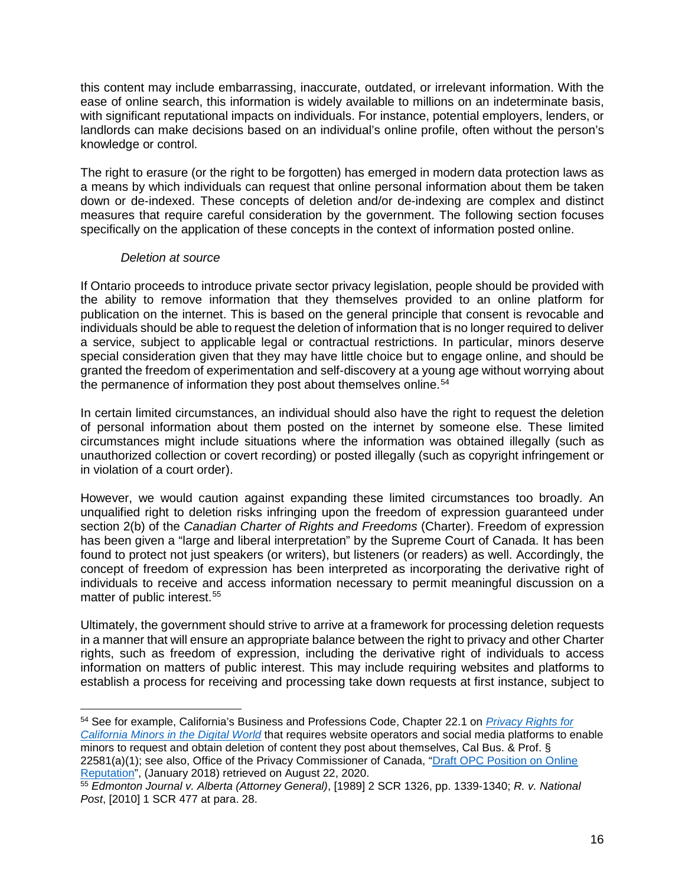this content may include embarrassing, inaccurate, outdated, or irrelevant information. With the ease of online search, this information is widely available to millions on an indeterminate basis, with significant reputational impacts on individuals. For instance, potential employers, lenders, or landlords can make decisions based on an individual's online profile, often without the person's knowledge or control.

The right to erasure (or the right to be forgotten) has emerged in modern data protection laws as a means by which individuals can request that online personal information about them be taken down or de-indexed. These concepts of deletion and/or de-indexing are complex and distinct measures that require careful consideration by the government. The following section focuses specifically on the application of these concepts in the context of information posted online.

*Deletion at source*

If Ontario proceeds to introduce private sector privacy legislation, people should be provided with the ability to remove information that they themselves provided to an online platform for publication on the internet. This is based on the general principle that consent is revocable and individuals should be able to request the deletion of information that is no longer required to deliver a service, subject to applicable legal or contractual restrictions. In particular, minors deserve special consideration given that they may have little choice but to engage online, and should be granted the freedom of experimentation and self-discovery at a young age without worrying about the permanence of information they post about themselves online.[54]

In certain limited circumstances, an individual should also have the right to request the deletion of personal information about them posted on the internet by someone else. These limited circumstances might include situations where the information was obtained illegally (such as unauthorized collection or covert recording) or posted illegally (such as copyright infringement or in violation of a court order).

However, we would caution against expanding these limited circumstances too broadly. An unqualified right to deletion risks infringing upon the freedom of expression guaranteed under section 2(b) of the *Canadian Charter of Rights and Freedoms* (Charter). Freedom of expression has been given a "large and liberal interpretation" by the Supreme Court of Canada. It has been found to protect not just speakers (or writers), but listeners (or readers) as well. Accordingly, the concept of freedom of expression has been interpreted as incorporating the derivative right of individuals to receive and access information necessary to permit meaningful discussion on a matter of public interest.[55]

Ultimately, the government should strive to arrive at a framework for processing deletion requests in a manner that will ensure an appropriate balance between the right to privacy and other Charter rights, such as freedom of expression, including the derivative right of individuals to access information on matters of public interest. This may include requiring websites and platforms to establish a process for receiving and processing take down requests at first instance, subject to

---

[54] See for example, California's Business and Professions Code, Chapter 22.1 on *Privacy Rights for California Minors in the Digital World* that requires website operators and social media platforms to enable minors to request and obtain deletion of content they post about themselves, Cal Bus. & Prof. § 22581(a)(1); see also, Office of the Privacy Commissioner of Canada, "Draft OPC Position on Online Reputation", (January 2018) retrieved on August 22, 2020.

[55] *Edmonton Journal v. Alberta (Attorney General)*, [1989] 2 SCR 1326, pp. 1339-1340; *R. v. National Post*, [2010] 1 SCR 477 at para. 28.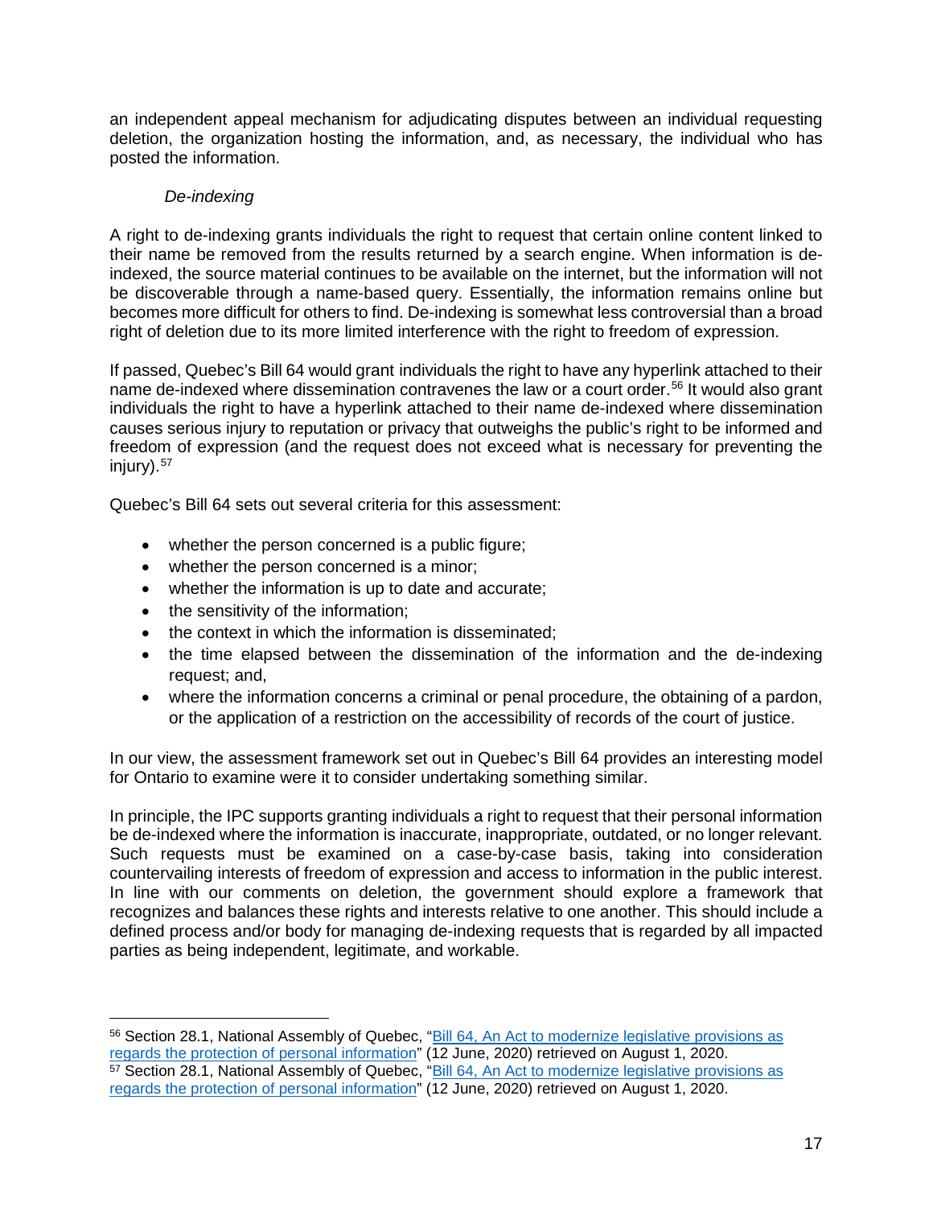an independent appeal mechanism for adjudicating disputes between an individual requesting deletion, the organization hosting the information, and, as necessary, the individual who has posted the information.

*De-indexing*

A right to de-indexing grants individuals the right to request that certain online content linked to their name be removed from the results returned by a search engine. When information is de-indexed, the source material continues to be available on the internet, but the information will not be discoverable through a name-based query. Essentially, the information remains online but becomes more difficult for others to find. De-indexing is somewhat less controversial than a broad right of deletion due to its more limited interference with the right to freedom of expression.

If passed, Quebec's Bill 64 would grant individuals the right to have any hyperlink attached to their name de-indexed where dissemination contravenes the law or a court order.[56] It would also grant individuals the right to have a hyperlink attached to their name de-indexed where dissemination causes serious injury to reputation or privacy that outweighs the public's right to be informed and freedom of expression (and the request does not exceed what is necessary for preventing the injury).[57]

Quebec's Bill 64 sets out several criteria for this assessment:

- whether the person concerned is a public figure;
- whether the person concerned is a minor;
- whether the information is up to date and accurate;
- the sensitivity of the information;
- the context in which the information is disseminated;
- the time elapsed between the dissemination of the information and the de-indexing request; and,
- where the information concerns a criminal or penal procedure, the obtaining of a pardon, or the application of a restriction on the accessibility of records of the court of justice.

In our view, the assessment framework set out in Quebec's Bill 64 provides an interesting model for Ontario to examine were it to consider undertaking something similar.

In principle, the IPC supports granting individuals a right to request that their personal information be de-indexed where the information is inaccurate, inappropriate, outdated, or no longer relevant. Such requests must be examined on a case-by-case basis, taking into consideration countervailing interests of freedom of expression and access to information in the public interest. In line with our comments on deletion, the government should explore a framework that recognizes and balances these rights and interests relative to one another. This should include a defined process and/or body for managing de-indexing requests that is regarded by all impacted parties as being independent, legitimate, and workable.

---

[56] Section 28.1, National Assembly of Quebec, "Bill 64, An Act to modernize legislative provisions as regards the protection of personal information" (12 June, 2020) retrieved on August 1, 2020.

[57] Section 28.1, National Assembly of Quebec, "Bill 64, An Act to modernize legislative provisions as regards the protection of personal information" (12 June, 2020) retrieved on August 1, 2020.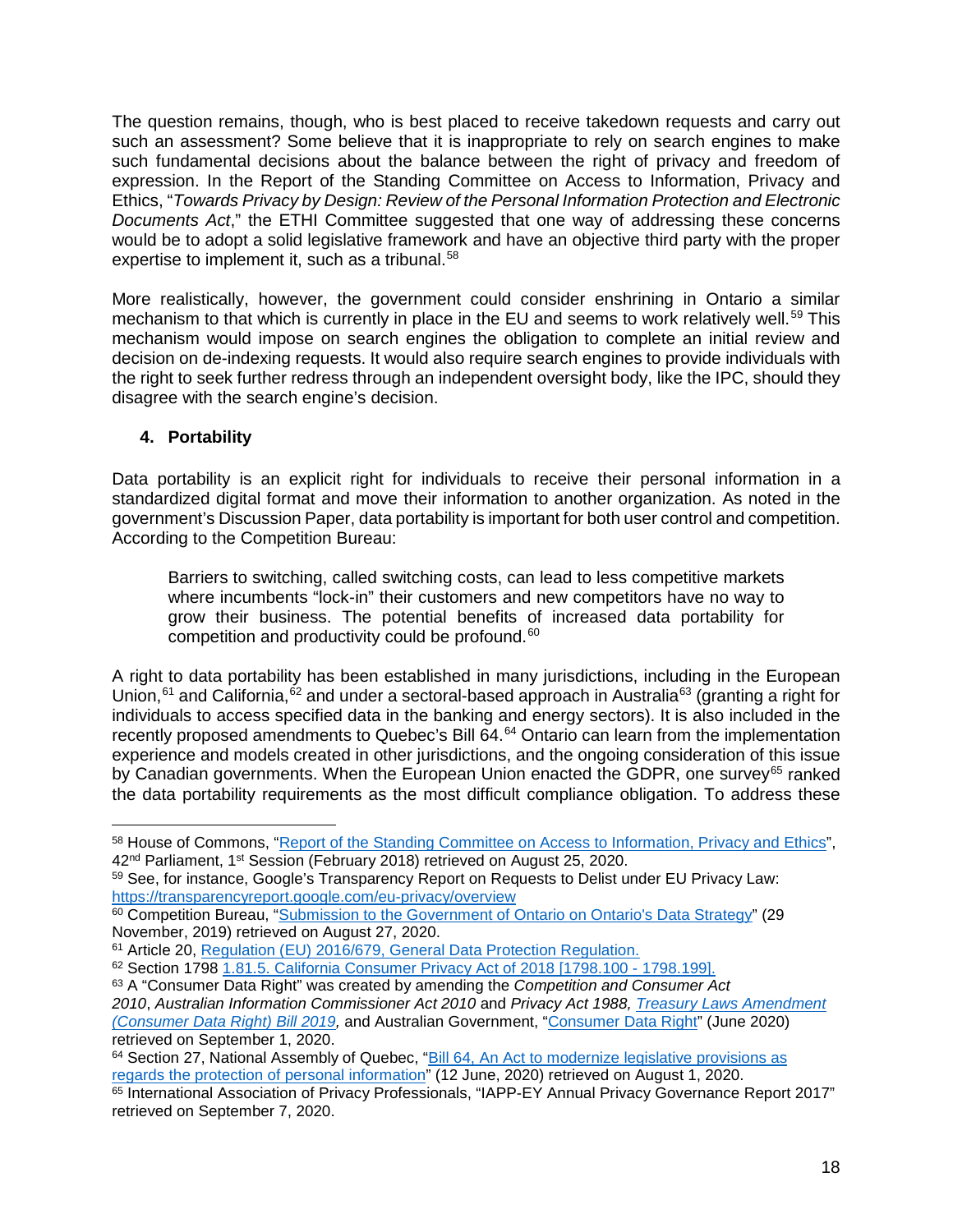The question remains, though, who is best placed to receive takedown requests and carry out such an assessment? Some believe that it is inappropriate to rely on search engines to make such fundamental decisions about the balance between the right of privacy and freedom of expression. In the Report of the Standing Committee on Access to Information, Privacy and Ethics, "*Towards Privacy by Design: Review of the Personal Information Protection and Electronic Documents Act*," the ETHI Committee suggested that one way of addressing these concerns would be to adopt a solid legislative framework and have an objective third party with the proper expertise to implement it, such as a tribunal.[58]

More realistically, however, the government could consider enshrining in Ontario a similar mechanism to that which is currently in place in the EU and seems to work relatively well.[59] This mechanism would impose on search engines the obligation to complete an initial review and decision on de-indexing requests. It would also require search engines to provide individuals with the right to seek further redress through an independent oversight body, like the IPC, should they disagree with the search engine's decision.

### 4. Portability

Data portability is an explicit right for individuals to receive their personal information in a standardized digital format and move their information to another organization. As noted in the government's Discussion Paper, data portability is important for both user control and competition. According to the Competition Bureau:

> Barriers to switching, called switching costs, can lead to less competitive markets where incumbents "lock-in" their customers and new competitors have no way to grow their business. The potential benefits of increased data portability for competition and productivity could be profound.[60]

A right to data portability has been established in many jurisdictions, including in the European Union,[61] and California,[62] and under a sectoral-based approach in Australia[63] (granting a right for individuals to access specified data in the banking and energy sectors). It is also included in the recently proposed amendments to Quebec's Bill 64.[64] Ontario can learn from the implementation experience and models created in other jurisdictions, and the ongoing consideration of this issue by Canadian governments. When the European Union enacted the GDPR, one survey[65] ranked the data portability requirements as the most difficult compliance obligation. To address these

---

[58] House of Commons, "Report of the Standing Committee on Access to Information, Privacy and Ethics", 42nd Parliament, 1st Session (February 2018) retrieved on August 25, 2020.

[59] See, for instance, Google's Transparency Report on Requests to Delist under EU Privacy Law: https://transparencyreport.google.com/eu-privacy/overview

[60] Competition Bureau, "Submission to the Government of Ontario on Ontario's Data Strategy" (29 November, 2019) retrieved on August 27, 2020.

[61] Article 20, Regulation (EU) 2016/679, General Data Protection Regulation.

[62] Section 1798 1.81.5. California Consumer Privacy Act of 2018 [1798.100 - 1798.199].

[63] A "Consumer Data Right" was created by amending the *Competition and Consumer Act 2010*, *Australian Information Commissioner Act 2010* and *Privacy Act 1988, Treasury Laws Amendment (Consumer Data Right) Bill 2019,* and Australian Government, "Consumer Data Right" (June 2020) retrieved on September 1, 2020.

[64] Section 27, National Assembly of Quebec, "Bill 64, An Act to modernize legislative provisions as regards the protection of personal information" (12 June, 2020) retrieved on August 1, 2020.

[65] International Association of Privacy Professionals, "IAPP-EY Annual Privacy Governance Report 2017" retrieved on September 7, 2020.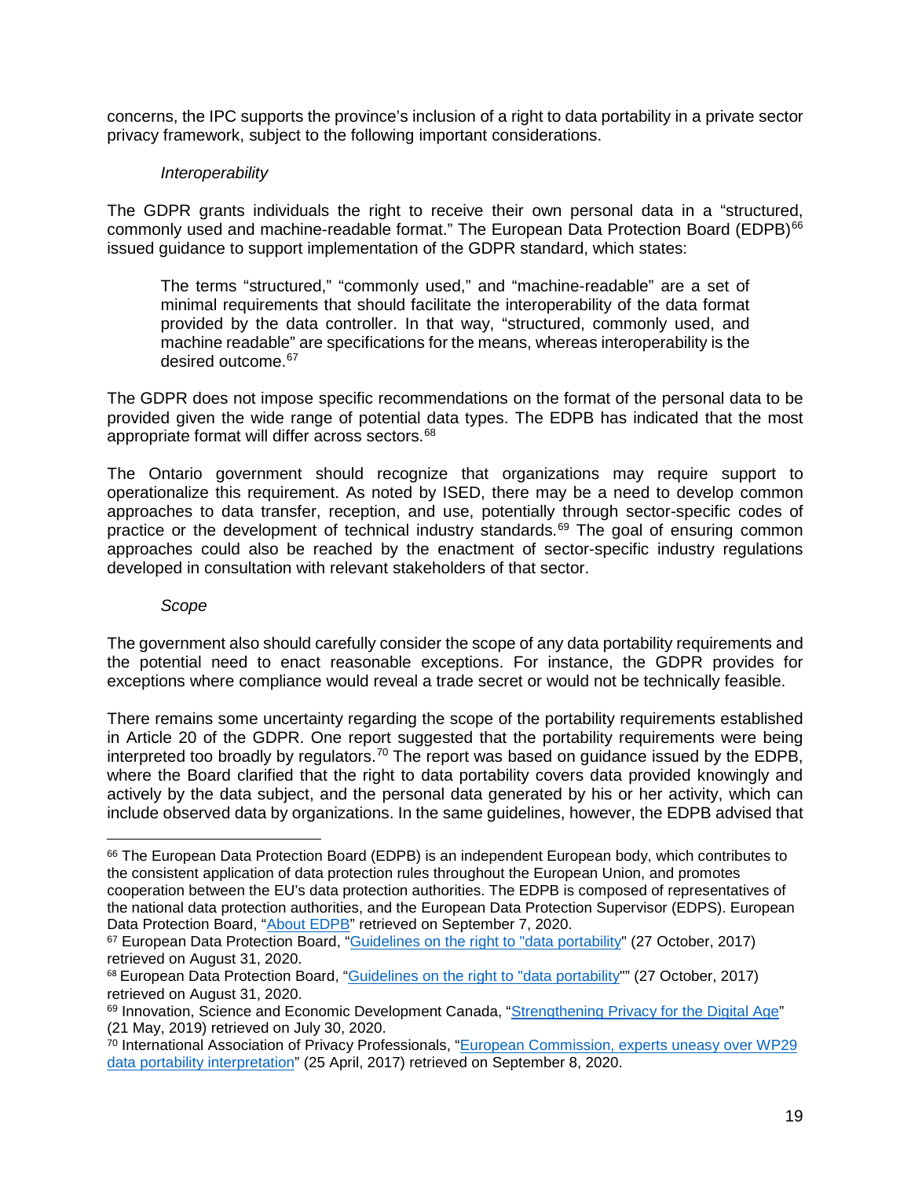concerns, the IPC supports the province's inclusion of a right to data portability in a private sector privacy framework, subject to the following important considerations.

*Interoperability*

The GDPR grants individuals the right to receive their own personal data in a "structured, commonly used and machine-readable format." The European Data Protection Board (EDPB)[66] issued guidance to support implementation of the GDPR standard, which states:

> The terms "structured," "commonly used," and "machine-readable" are a set of minimal requirements that should facilitate the interoperability of the data format provided by the data controller. In that way, "structured, commonly used, and machine readable" are specifications for the means, whereas interoperability is the desired outcome.[67]

The GDPR does not impose specific recommendations on the format of the personal data to be provided given the wide range of potential data types. The EDPB has indicated that the most appropriate format will differ across sectors.[68]

The Ontario government should recognize that organizations may require support to operationalize this requirement. As noted by ISED, there may be a need to develop common approaches to data transfer, reception, and use, potentially through sector-specific codes of practice or the development of technical industry standards.[69] The goal of ensuring common approaches could also be reached by the enactment of sector-specific industry regulations developed in consultation with relevant stakeholders of that sector.

*Scope*

The government also should carefully consider the scope of any data portability requirements and the potential need to enact reasonable exceptions. For instance, the GDPR provides for exceptions where compliance would reveal a trade secret or would not be technically feasible.

There remains some uncertainty regarding the scope of the portability requirements established in Article 20 of the GDPR. One report suggested that the portability requirements were being interpreted too broadly by regulators.[70] The report was based on guidance issued by the EDPB, where the Board clarified that the right to data portability covers data provided knowingly and actively by the data subject, and the personal data generated by his or her activity, which can include observed data by organizations. In the same guidelines, however, the EDPB advised that

---

[66] The European Data Protection Board (EDPB) is an independent European body, which contributes to the consistent application of data protection rules throughout the European Union, and promotes cooperation between the EU's data protection authorities. The EDPB is composed of representatives of the national data protection authorities, and the European Data Protection Supervisor (EDPS). European Data Protection Board, "About EDPB" retrieved on September 7, 2020.

[67] European Data Protection Board, "Guidelines on the right to "data portability" (27 October, 2017) retrieved on August 31, 2020.

[68] European Data Protection Board, "Guidelines on the right to "data portability"" (27 October, 2017) retrieved on August 31, 2020.

[69] Innovation, Science and Economic Development Canada, "Strengthening Privacy for the Digital Age" (21 May, 2019) retrieved on July 30, 2020.

[70] International Association of Privacy Professionals, "European Commission, experts uneasy over WP29 data portability interpretation" (25 April, 2017) retrieved on September 8, 2020.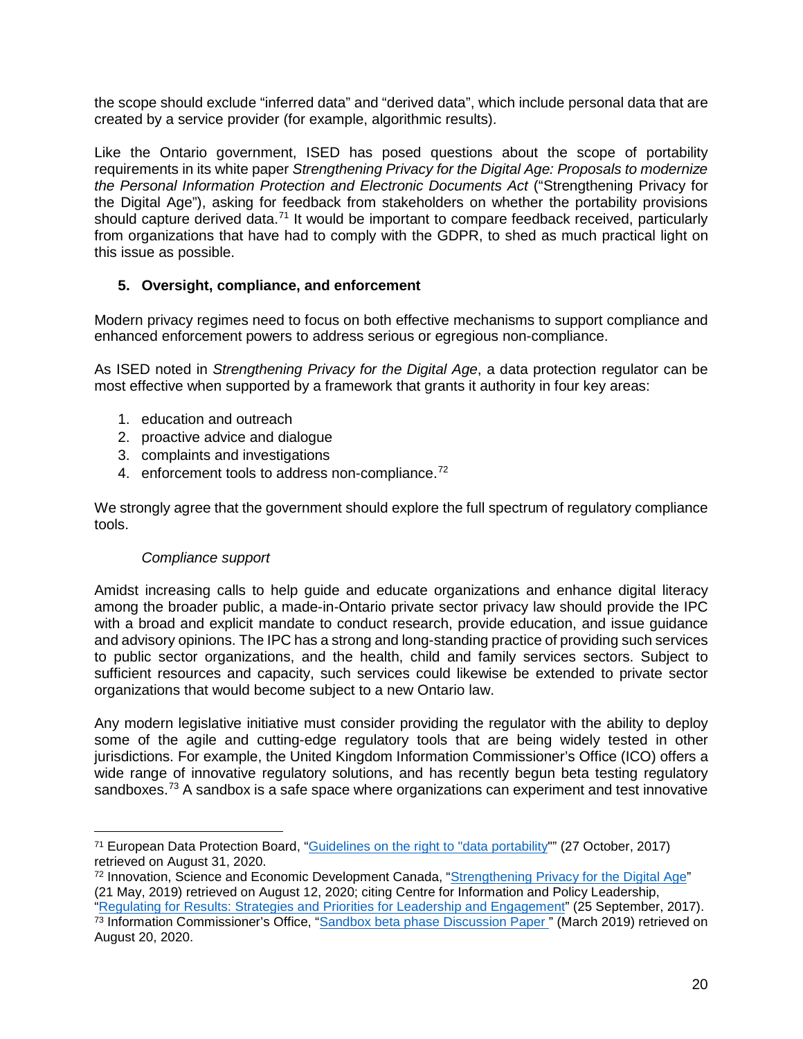the scope should exclude "inferred data" and "derived data", which include personal data that are created by a service provider (for example, algorithmic results).

Like the Ontario government, ISED has posed questions about the scope of portability requirements in its white paper *Strengthening Privacy for the Digital Age: Proposals to modernize the Personal Information Protection and Electronic Documents Act* ("Strengthening Privacy for the Digital Age"), asking for feedback from stakeholders on whether the portability provisions should capture derived data.[71] It would be important to compare feedback received, particularly from organizations that have had to comply with the GDPR, to shed as much practical light on this issue as possible.

**5. Oversight, compliance, and enforcement**

Modern privacy regimes need to focus on both effective mechanisms to support compliance and enhanced enforcement powers to address serious or egregious non-compliance.

As ISED noted in *Strengthening Privacy for the Digital Age*, a data protection regulator can be most effective when supported by a framework that grants it authority in four key areas:

1. education and outreach
2. proactive advice and dialogue
3. complaints and investigations
4. enforcement tools to address non-compliance.[72]

We strongly agree that the government should explore the full spectrum of regulatory compliance tools.

*Compliance support*

Amidst increasing calls to help guide and educate organizations and enhance digital literacy among the broader public, a made-in-Ontario private sector privacy law should provide the IPC with a broad and explicit mandate to conduct research, provide education, and issue guidance and advisory opinions. The IPC has a strong and long-standing practice of providing such services to public sector organizations, and the health, child and family services sectors. Subject to sufficient resources and capacity, such services could likewise be extended to private sector organizations that would become subject to a new Ontario law.

Any modern legislative initiative must consider providing the regulator with the ability to deploy some of the agile and cutting-edge regulatory tools that are being widely tested in other jurisdictions. For example, the United Kingdom Information Commissioner's Office (ICO) offers a wide range of innovative regulatory solutions, and has recently begun beta testing regulatory sandboxes.[73] A sandbox is a safe space where organizations can experiment and test innovative

---

[71] European Data Protection Board, "Guidelines on the right to "data portability"" (27 October, 2017) retrieved on August 31, 2020.

[72] Innovation, Science and Economic Development Canada, "Strengthening Privacy for the Digital Age" (21 May, 2019) retrieved on August 12, 2020; citing Centre for Information and Policy Leadership, "Regulating for Results: Strategies and Priorities for Leadership and Engagement" (25 September, 2017).

[73] Information Commissioner's Office, "Sandbox beta phase Discussion Paper " (March 2019) retrieved on August 20, 2020.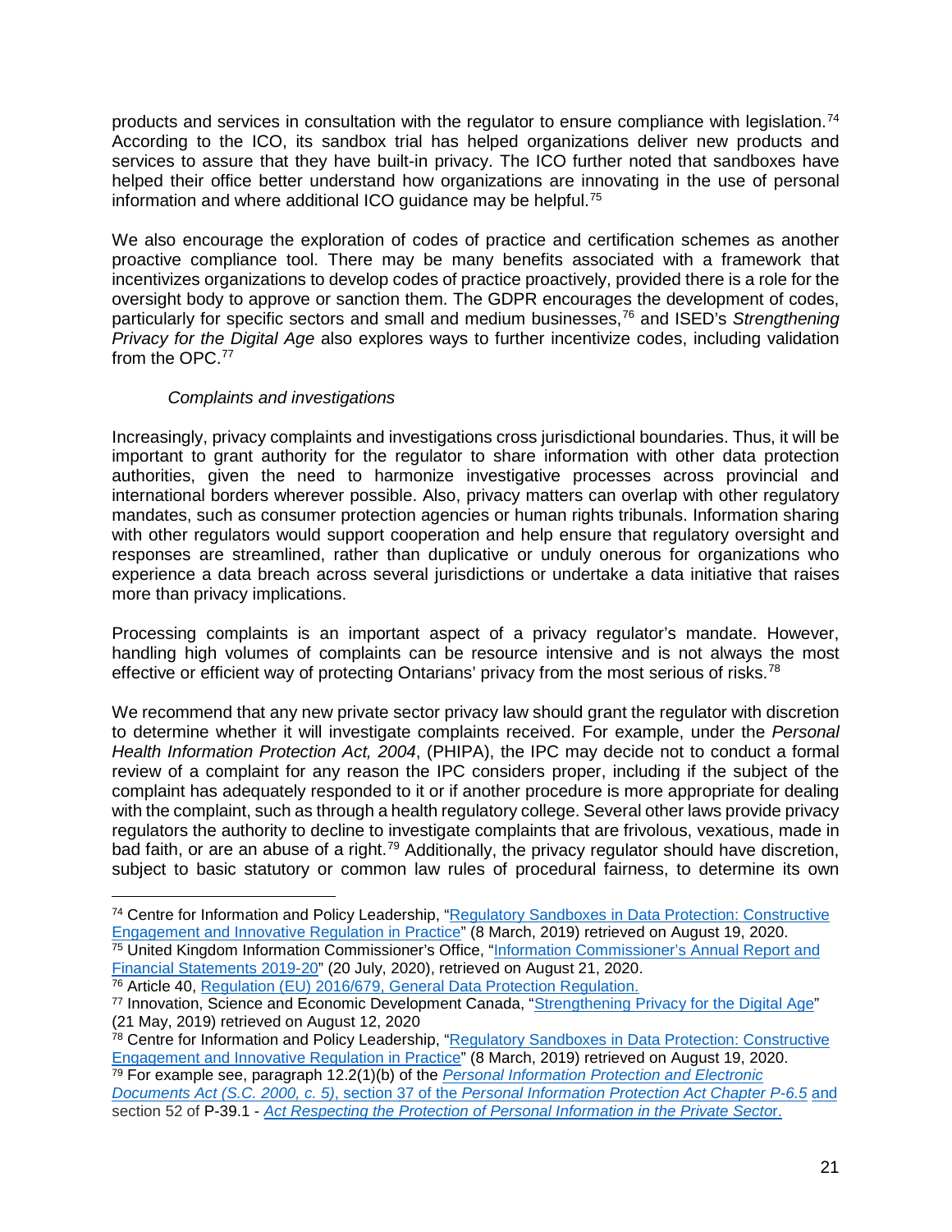products and services in consultation with the regulator to ensure compliance with legislation.[74] According to the ICO, its sandbox trial has helped organizations deliver new products and services to assure that they have built-in privacy. The ICO further noted that sandboxes have helped their office better understand how organizations are innovating in the use of personal information and where additional ICO guidance may be helpful.[75]

We also encourage the exploration of codes of practice and certification schemes as another proactive compliance tool. There may be many benefits associated with a framework that incentivizes organizations to develop codes of practice proactively, provided there is a role for the oversight body to approve or sanction them. The GDPR encourages the development of codes, particularly for specific sectors and small and medium businesses,[76] and ISED's *Strengthening Privacy for the Digital Age* also explores ways to further incentivize codes, including validation from the OPC.[77]

*Complaints and investigations*

Increasingly, privacy complaints and investigations cross jurisdictional boundaries. Thus, it will be important to grant authority for the regulator to share information with other data protection authorities, given the need to harmonize investigative processes across provincial and international borders wherever possible. Also, privacy matters can overlap with other regulatory mandates, such as consumer protection agencies or human rights tribunals. Information sharing with other regulators would support cooperation and help ensure that regulatory oversight and responses are streamlined, rather than duplicative or unduly onerous for organizations who experience a data breach across several jurisdictions or undertake a data initiative that raises more than privacy implications.

Processing complaints is an important aspect of a privacy regulator's mandate. However, handling high volumes of complaints can be resource intensive and is not always the most effective or efficient way of protecting Ontarians' privacy from the most serious of risks.[78]

We recommend that any new private sector privacy law should grant the regulator with discretion to determine whether it will investigate complaints received. For example, under the *Personal Health Information Protection Act, 2004*, (PHIPA), the IPC may decide not to conduct a formal review of a complaint for any reason the IPC considers proper, including if the subject of the complaint has adequately responded to it or if another procedure is more appropriate for dealing with the complaint, such as through a health regulatory college. Several other laws provide privacy regulators the authority to decline to investigate complaints that are frivolous, vexatious, made in bad faith, or are an abuse of a right.[79] Additionally, the privacy regulator should have discretion, subject to basic statutory or common law rules of procedural fairness, to determine its own

---

[74] Centre for Information and Policy Leadership, "Regulatory Sandboxes in Data Protection: Constructive Engagement and Innovative Regulation in Practice" (8 March, 2019) retrieved on August 19, 2020.

[75] United Kingdom Information Commissioner's Office, "Information Commissioner's Annual Report and Financial Statements 2019-20" (20 July, 2020), retrieved on August 21, 2020.

[76] Article 40, Regulation (EU) 2016/679, General Data Protection Regulation.

[77] Innovation, Science and Economic Development Canada, "Strengthening Privacy for the Digital Age" (21 May, 2019) retrieved on August 12, 2020

[78] Centre for Information and Policy Leadership, "Regulatory Sandboxes in Data Protection: Constructive Engagement and Innovative Regulation in Practice" (8 March, 2019) retrieved on August 19, 2020.

[79] For example see, paragraph 12.2(1)(b) of the *Personal Information Protection and Electronic Documents Act (S.C. 2000, c. 5)*, section 37 of the *Personal Information Protection Act Chapter P-6.5* and section 52 of P-39.1 - *Act Respecting the Protection of Personal Information in the Private Sector*.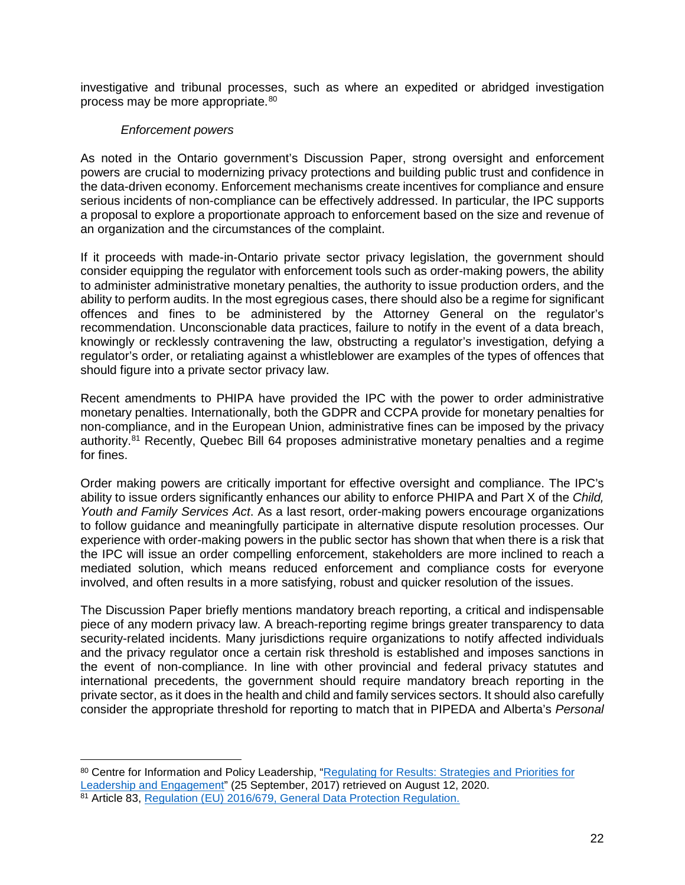investigative and tribunal processes, such as where an expedited or abridged investigation process may be more appropriate.[80]

*Enforcement powers*

As noted in the Ontario government's Discussion Paper, strong oversight and enforcement powers are crucial to modernizing privacy protections and building public trust and confidence in the data-driven economy. Enforcement mechanisms create incentives for compliance and ensure serious incidents of non-compliance can be effectively addressed. In particular, the IPC supports a proposal to explore a proportionate approach to enforcement based on the size and revenue of an organization and the circumstances of the complaint.

If it proceeds with made-in-Ontario private sector privacy legislation, the government should consider equipping the regulator with enforcement tools such as order-making powers, the ability to administer administrative monetary penalties, the authority to issue production orders, and the ability to perform audits. In the most egregious cases, there should also be a regime for significant offences and fines to be administered by the Attorney General on the regulator's recommendation. Unconscionable data practices, failure to notify in the event of a data breach, knowingly or recklessly contravening the law, obstructing a regulator's investigation, defying a regulator's order, or retaliating against a whistleblower are examples of the types of offences that should figure into a private sector privacy law.

Recent amendments to PHIPA have provided the IPC with the power to order administrative monetary penalties. Internationally, both the GDPR and CCPA provide for monetary penalties for non-compliance, and in the European Union, administrative fines can be imposed by the privacy authority.[81] Recently, Quebec Bill 64 proposes administrative monetary penalties and a regime for fines.

Order making powers are critically important for effective oversight and compliance. The IPC's ability to issue orders significantly enhances our ability to enforce PHIPA and Part X of the *Child, Youth and Family Services Act*. As a last resort, order-making powers encourage organizations to follow guidance and meaningfully participate in alternative dispute resolution processes. Our experience with order-making powers in the public sector has shown that when there is a risk that the IPC will issue an order compelling enforcement, stakeholders are more inclined to reach a mediated solution, which means reduced enforcement and compliance costs for everyone involved, and often results in a more satisfying, robust and quicker resolution of the issues.

The Discussion Paper briefly mentions mandatory breach reporting, a critical and indispensable piece of any modern privacy law. A breach-reporting regime brings greater transparency to data security-related incidents. Many jurisdictions require organizations to notify affected individuals and the privacy regulator once a certain risk threshold is established and imposes sanctions in the event of non-compliance. In line with other provincial and federal privacy statutes and international precedents, the government should require mandatory breach reporting in the private sector, as it does in the health and child and family services sectors. It should also carefully consider the appropriate threshold for reporting to match that in PIPEDA and Alberta's *Personal*

---

[80] Centre for Information and Policy Leadership, "Regulating for Results: Strategies and Priorities for Leadership and Engagement" (25 September, 2017) retrieved on August 12, 2020.

[81] Article 83, Regulation (EU) 2016/679, General Data Protection Regulation.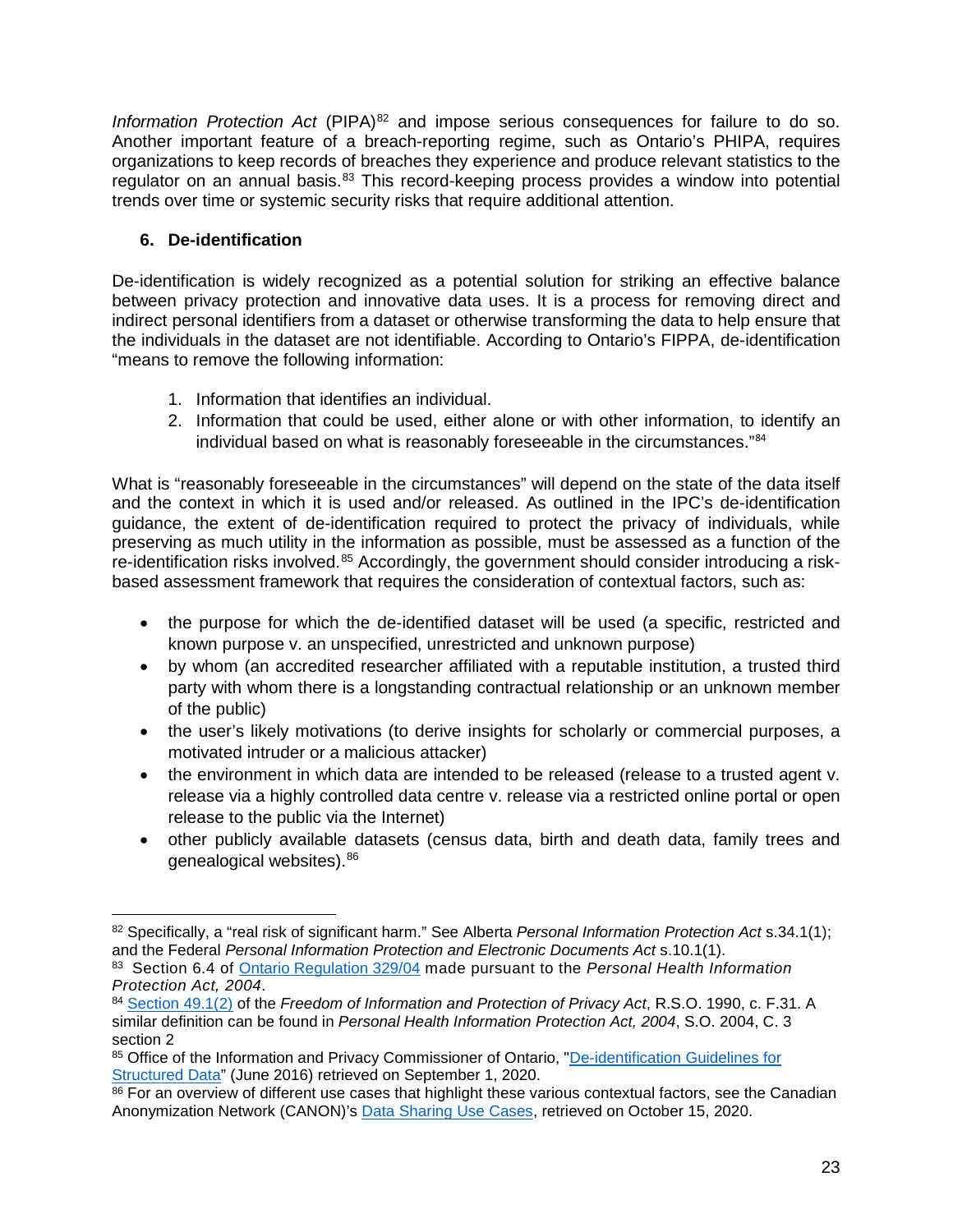*Information Protection Act* (PIPA)[82] and impose serious consequences for failure to do so. Another important feature of a breach-reporting regime, such as Ontario's PHIPA, requires organizations to keep records of breaches they experience and produce relevant statistics to the regulator on an annual basis.[83] This record-keeping process provides a window into potential trends over time or systemic security risks that require additional attention.

### 6. De-identification

De-identification is widely recognized as a potential solution for striking an effective balance between privacy protection and innovative data uses. It is a process for removing direct and indirect personal identifiers from a dataset or otherwise transforming the data to help ensure that the individuals in the dataset are not identifiable. According to Ontario's FIPPA, de-identification "means to remove the following information:

1. Information that identifies an individual.
2. Information that could be used, either alone or with other information, to identify an individual based on what is reasonably foreseeable in the circumstances."[84]

What is "reasonably foreseeable in the circumstances" will depend on the state of the data itself and the context in which it is used and/or released. As outlined in the IPC's de-identification guidance, the extent of de-identification required to protect the privacy of individuals, while preserving as much utility in the information as possible, must be assessed as a function of the re-identification risks involved.[85] Accordingly, the government should consider introducing a risk-based assessment framework that requires the consideration of contextual factors, such as:

- the purpose for which the de-identified dataset will be used (a specific, restricted and known purpose v. an unspecified, unrestricted and unknown purpose)
- by whom (an accredited researcher affiliated with a reputable institution, a trusted third party with whom there is a longstanding contractual relationship or an unknown member of the public)
- the user's likely motivations (to derive insights for scholarly or commercial purposes, a motivated intruder or a malicious attacker)
- the environment in which data are intended to be released (release to a trusted agent v. release via a highly controlled data centre v. release via a restricted online portal or open release to the public via the Internet)
- other publicly available datasets (census data, birth and death data, family trees and genealogical websites).[86]

---

[82] Specifically, a "real risk of significant harm." See Alberta *Personal Information Protection Act* s.34.1(1); and the Federal *Personal Information Protection and Electronic Documents Act* s.10.1(1).

[83] Section 6.4 of Ontario Regulation 329/04 made pursuant to the *Personal Health Information Protection Act, 2004*.

[84] Section 49.1(2) of the *Freedom of Information and Protection of Privacy Act*, R.S.O. 1990, c. F.31. A similar definition can be found in *Personal Health Information Protection Act, 2004*, S.O. 2004, C. 3 section 2

[85] Office of the Information and Privacy Commissioner of Ontario, "De-identification Guidelines for Structured Data" (June 2016) retrieved on September 1, 2020.

[86] For an overview of different use cases that highlight these various contextual factors, see the Canadian Anonymization Network (CANON)'s Data Sharing Use Cases, retrieved on October 15, 2020.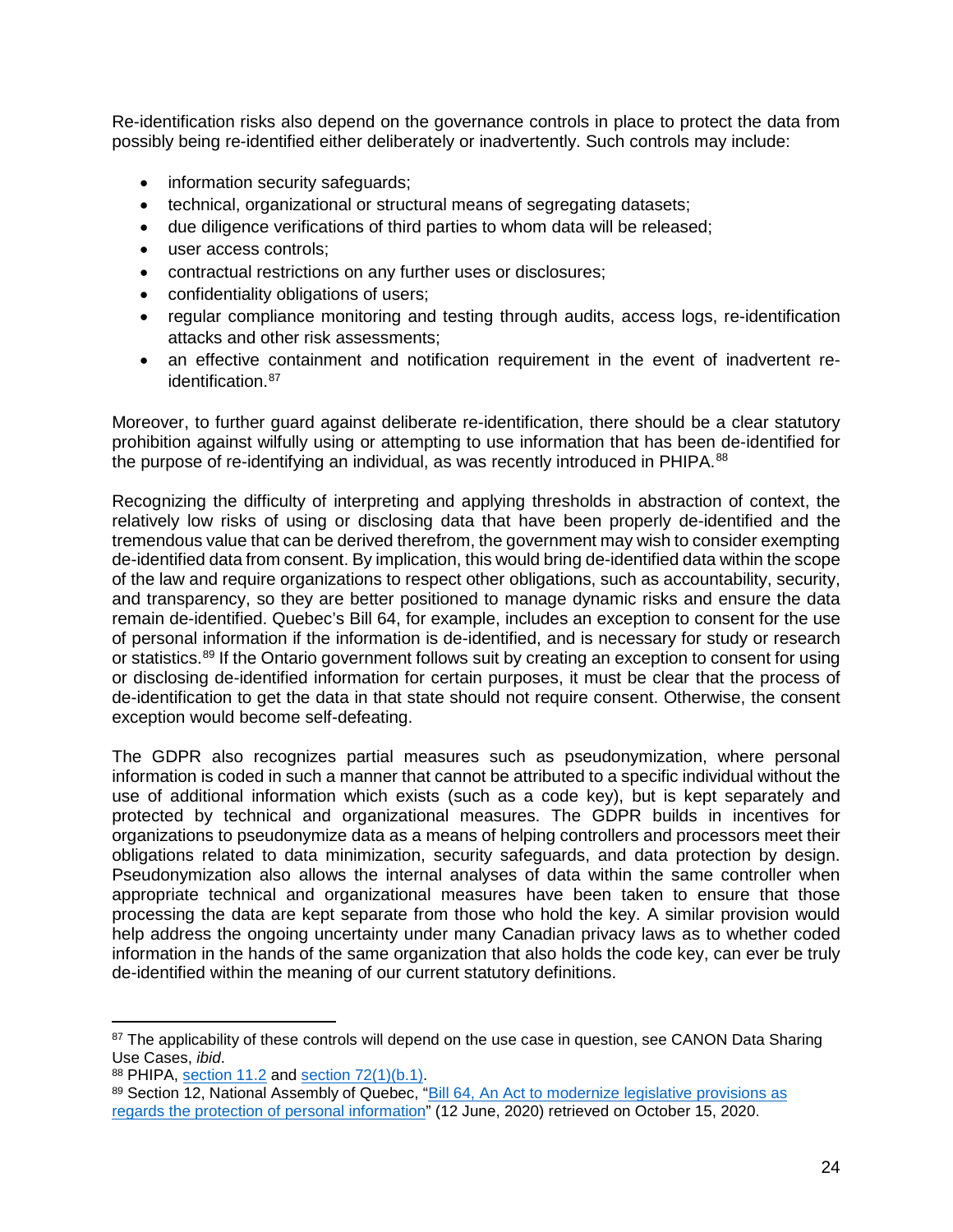Re-identification risks also depend on the governance controls in place to protect the data from possibly being re-identified either deliberately or inadvertently. Such controls may include:

- information security safeguards;
- technical, organizational or structural means of segregating datasets;
- due diligence verifications of third parties to whom data will be released;
- user access controls;
- contractual restrictions on any further uses or disclosures;
- confidentiality obligations of users;
- regular compliance monitoring and testing through audits, access logs, re-identification attacks and other risk assessments;
- an effective containment and notification requirement in the event of inadvertent re-identification.[87]

Moreover, to further guard against deliberate re-identification, there should be a clear statutory prohibition against wilfully using or attempting to use information that has been de-identified for the purpose of re-identifying an individual, as was recently introduced in PHIPA.[88]

Recognizing the difficulty of interpreting and applying thresholds in abstraction of context, the relatively low risks of using or disclosing data that have been properly de-identified and the tremendous value that can be derived therefrom, the government may wish to consider exempting de-identified data from consent. By implication, this would bring de-identified data within the scope of the law and require organizations to respect other obligations, such as accountability, security, and transparency, so they are better positioned to manage dynamic risks and ensure the data remain de-identified. Quebec's Bill 64, for example, includes an exception to consent for the use of personal information if the information is de-identified, and is necessary for study or research or statistics.[89] If the Ontario government follows suit by creating an exception to consent for using or disclosing de-identified information for certain purposes, it must be clear that the process of de-identification to get the data in that state should not require consent. Otherwise, the consent exception would become self-defeating.

The GDPR also recognizes partial measures such as pseudonymization, where personal information is coded in such a manner that cannot be attributed to a specific individual without the use of additional information which exists (such as a code key), but is kept separately and protected by technical and organizational measures. The GDPR builds in incentives for organizations to pseudonymize data as a means of helping controllers and processors meet their obligations related to data minimization, security safeguards, and data protection by design. Pseudonymization also allows the internal analyses of data within the same controller when appropriate technical and organizational measures have been taken to ensure that those processing the data are kept separate from those who hold the key. A similar provision would help address the ongoing uncertainty under many Canadian privacy laws as to whether coded information in the hands of the same organization that also holds the code key, can ever be truly de-identified within the meaning of our current statutory definitions.

---

[87] The applicability of these controls will depend on the use case in question, see CANON Data Sharing Use Cases, *ibid*.

[88] PHIPA, section 11.2 and section 72(1)(b.1).

[89] Section 12, National Assembly of Quebec, "Bill 64, An Act to modernize legislative provisions as regards the protection of personal information" (12 June, 2020) retrieved on October 15, 2020.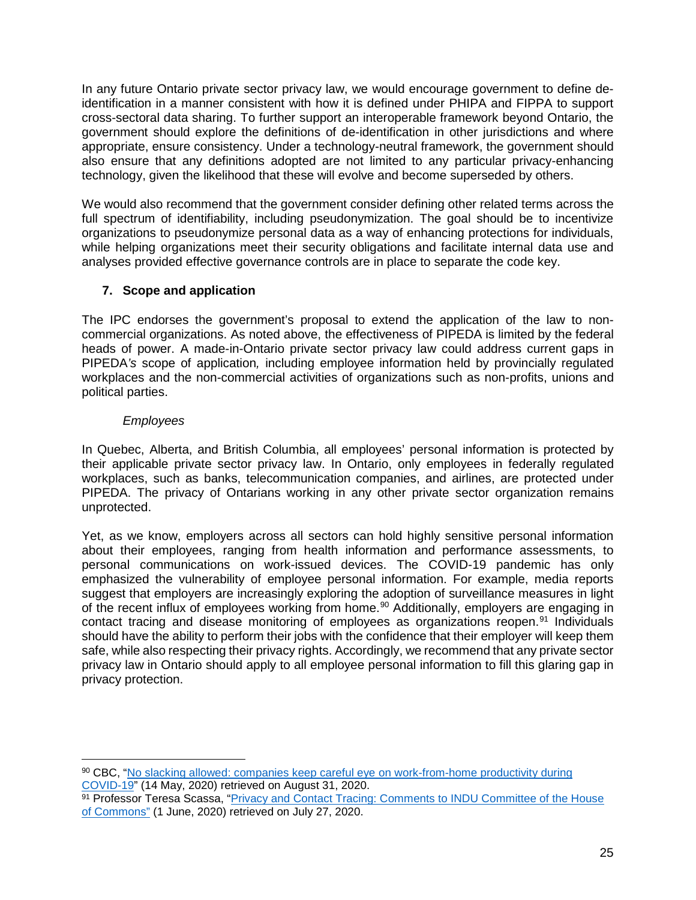In any future Ontario private sector privacy law, we would encourage government to define de-identification in a manner consistent with how it is defined under PHIPA and FIPPA to support cross-sectoral data sharing. To further support an interoperable framework beyond Ontario, the government should explore the definitions of de-identification in other jurisdictions and where appropriate, ensure consistency. Under a technology-neutral framework, the government should also ensure that any definitions adopted are not limited to any particular privacy-enhancing technology, given the likelihood that these will evolve and become superseded by others.

We would also recommend that the government consider defining other related terms across the full spectrum of identifiability, including pseudonymization. The goal should be to incentivize organizations to pseudonymize personal data as a way of enhancing protections for individuals, while helping organizations meet their security obligations and facilitate internal data use and analyses provided effective governance controls are in place to separate the code key.

## 7. Scope and application

The IPC endorses the government's proposal to extend the application of the law to non-commercial organizations. As noted above, the effectiveness of PIPEDA is limited by the federal heads of power. A made-in-Ontario private sector privacy law could address current gaps in PIPEDA*'s* scope of application*,* including employee information held by provincially regulated workplaces and the non-commercial activities of organizations such as non-profits, unions and political parties.

*Employees*

In Quebec, Alberta, and British Columbia, all employees' personal information is protected by their applicable private sector privacy law. In Ontario, only employees in federally regulated workplaces, such as banks, telecommunication companies, and airlines, are protected under PIPEDA. The privacy of Ontarians working in any other private sector organization remains unprotected.

Yet, as we know, employers across all sectors can hold highly sensitive personal information about their employees, ranging from health information and performance assessments, to personal communications on work-issued devices. The COVID-19 pandemic has only emphasized the vulnerability of employee personal information. For example, media reports suggest that employers are increasingly exploring the adoption of surveillance measures in light of the recent influx of employees working from home.[90] Additionally, employers are engaging in contact tracing and disease monitoring of employees as organizations reopen.[91] Individuals should have the ability to perform their jobs with the confidence that their employer will keep them safe, while also respecting their privacy rights. Accordingly, we recommend that any private sector privacy law in Ontario should apply to all employee personal information to fill this glaring gap in privacy protection.

---

[90] CBC, "No slacking allowed: companies keep careful eye on work-from-home productivity during COVID-19" (14 May, 2020) retrieved on August 31, 2020.

[91] Professor Teresa Scassa, "Privacy and Contact Tracing: Comments to INDU Committee of the House of Commons" (1 June, 2020) retrieved on July 27, 2020.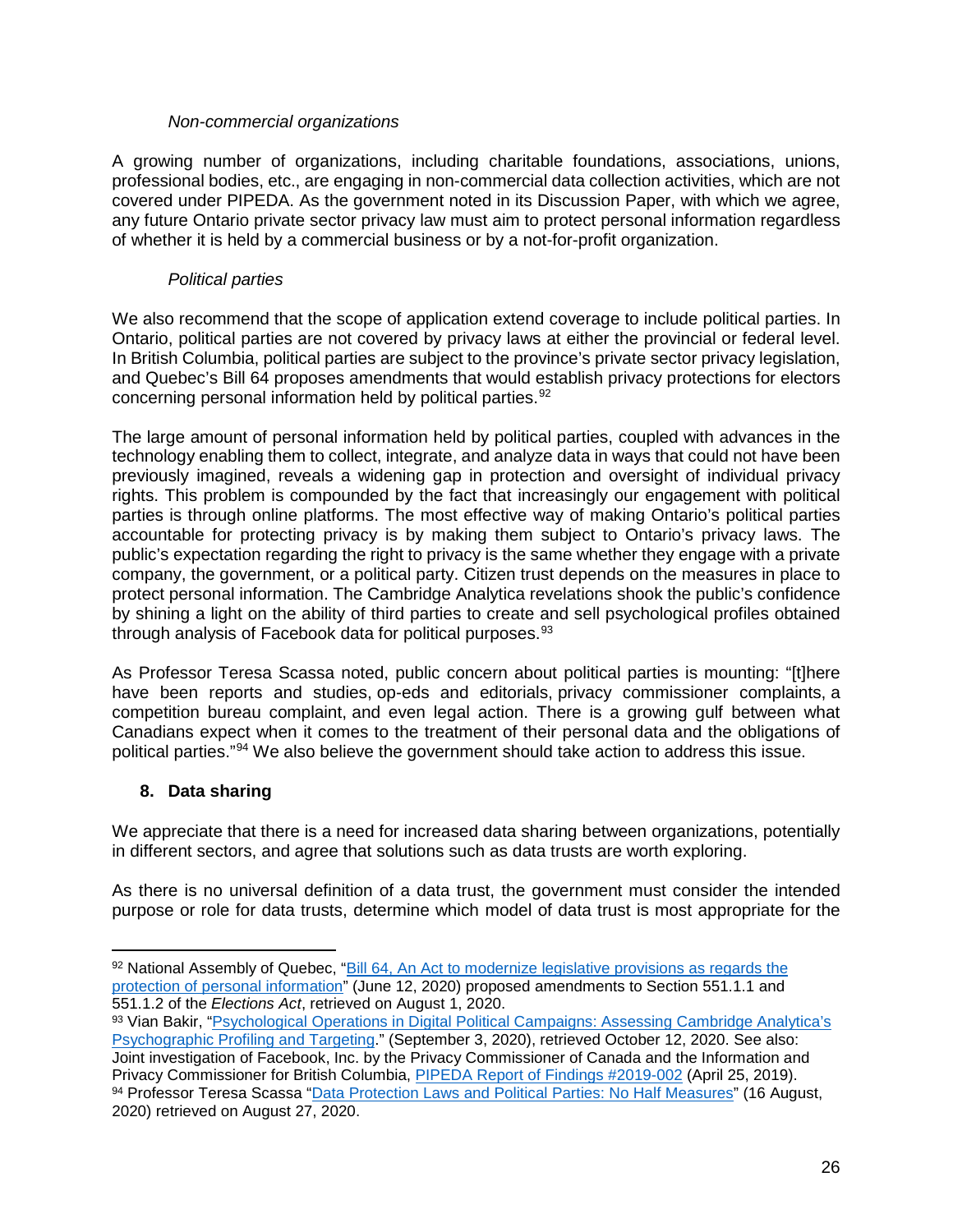*Non-commercial organizations*

A growing number of organizations, including charitable foundations, associations, unions, professional bodies, etc., are engaging in non-commercial data collection activities, which are not covered under PIPEDA. As the government noted in its Discussion Paper, with which we agree, any future Ontario private sector privacy law must aim to protect personal information regardless of whether it is held by a commercial business or by a not-for-profit organization.

*Political parties*

We also recommend that the scope of application extend coverage to include political parties. In Ontario, political parties are not covered by privacy laws at either the provincial or federal level. In British Columbia, political parties are subject to the province's private sector privacy legislation, and Quebec's Bill 64 proposes amendments that would establish privacy protections for electors concerning personal information held by political parties.[92]

The large amount of personal information held by political parties, coupled with advances in the technology enabling them to collect, integrate, and analyze data in ways that could not have been previously imagined, reveals a widening gap in protection and oversight of individual privacy rights. This problem is compounded by the fact that increasingly our engagement with political parties is through online platforms. The most effective way of making Ontario's political parties accountable for protecting privacy is by making them subject to Ontario's privacy laws. The public's expectation regarding the right to privacy is the same whether they engage with a private company, the government, or a political party. Citizen trust depends on the measures in place to protect personal information. The Cambridge Analytica revelations shook the public's confidence by shining a light on the ability of third parties to create and sell psychological profiles obtained through analysis of Facebook data for political purposes.[93]

As Professor Teresa Scassa noted, public concern about political parties is mounting: "[t]here have been reports and studies, op-eds and editorials, privacy commissioner complaints, a competition bureau complaint, and even legal action. There is a growing gulf between what Canadians expect when it comes to the treatment of their personal data and the obligations of political parties."[94] We also believe the government should take action to address this issue.

## 8. Data sharing

We appreciate that there is a need for increased data sharing between organizations, potentially in different sectors, and agree that solutions such as data trusts are worth exploring.

As there is no universal definition of a data trust, the government must consider the intended purpose or role for data trusts, determine which model of data trust is most appropriate for the

---

[92] National Assembly of Quebec, "Bill 64, An Act to modernize legislative provisions as regards the protection of personal information" (June 12, 2020) proposed amendments to Section 551.1.1 and 551.1.2 of the *Elections Act*, retrieved on August 1, 2020.

[93] Vian Bakir, "Psychological Operations in Digital Political Campaigns: Assessing Cambridge Analytica's Psychographic Profiling and Targeting." (September 3, 2020), retrieved October 12, 2020. See also: Joint investigation of Facebook, Inc. by the Privacy Commissioner of Canada and the Information and Privacy Commissioner for British Columbia, PIPEDA Report of Findings #2019-002 (April 25, 2019).

[94] Professor Teresa Scassa "Data Protection Laws and Political Parties: No Half Measures" (16 August, 2020) retrieved on August 27, 2020.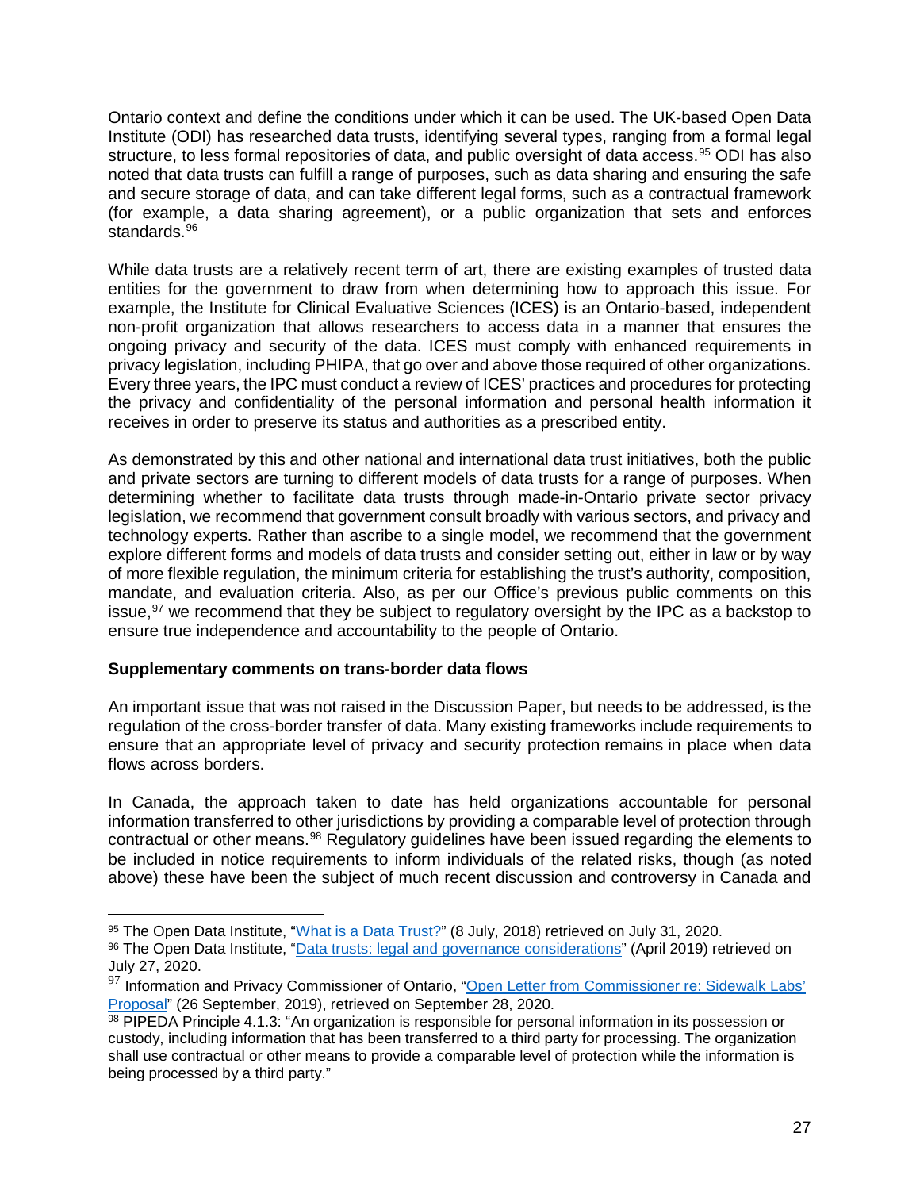Ontario context and define the conditions under which it can be used. The UK-based Open Data Institute (ODI) has researched data trusts, identifying several types, ranging from a formal legal structure, to less formal repositories of data, and public oversight of data access.[95] ODI has also noted that data trusts can fulfill a range of purposes, such as data sharing and ensuring the safe and secure storage of data, and can take different legal forms, such as a contractual framework (for example, a data sharing agreement), or a public organization that sets and enforces standards.[96]

While data trusts are a relatively recent term of art, there are existing examples of trusted data entities for the government to draw from when determining how to approach this issue. For example, the Institute for Clinical Evaluative Sciences (ICES) is an Ontario-based, independent non-profit organization that allows researchers to access data in a manner that ensures the ongoing privacy and security of the data. ICES must comply with enhanced requirements in privacy legislation, including PHIPA, that go over and above those required of other organizations. Every three years, the IPC must conduct a review of ICES' practices and procedures for protecting the privacy and confidentiality of the personal information and personal health information it receives in order to preserve its status and authorities as a prescribed entity.

As demonstrated by this and other national and international data trust initiatives, both the public and private sectors are turning to different models of data trusts for a range of purposes. When determining whether to facilitate data trusts through made-in-Ontario private sector privacy legislation, we recommend that government consult broadly with various sectors, and privacy and technology experts. Rather than ascribe to a single model, we recommend that the government explore different forms and models of data trusts and consider setting out, either in law or by way of more flexible regulation, the minimum criteria for establishing the trust's authority, composition, mandate, and evaluation criteria. Also, as per our Office's previous public comments on this issue,[97] we recommend that they be subject to regulatory oversight by the IPC as a backstop to ensure true independence and accountability to the people of Ontario.

**Supplementary comments on trans-border data flows**

An important issue that was not raised in the Discussion Paper, but needs to be addressed, is the regulation of the cross-border transfer of data. Many existing frameworks include requirements to ensure that an appropriate level of privacy and security protection remains in place when data flows across borders.

In Canada, the approach taken to date has held organizations accountable for personal information transferred to other jurisdictions by providing a comparable level of protection through contractual or other means.[98] Regulatory guidelines have been issued regarding the elements to be included in notice requirements to inform individuals of the related risks, though (as noted above) these have been the subject of much recent discussion and controversy in Canada and

---

[95] The Open Data Institute, "What is a Data Trust?" (8 July, 2018) retrieved on July 31, 2020.

[96] The Open Data Institute, "Data trusts: legal and governance considerations" (April 2019) retrieved on July 27, 2020.

[97] Information and Privacy Commissioner of Ontario, "Open Letter from Commissioner re: Sidewalk Labs' Proposal" (26 September, 2019), retrieved on September 28, 2020.

[98] PIPEDA Principle 4.1.3: "An organization is responsible for personal information in its possession or custody, including information that has been transferred to a third party for processing. The organization shall use contractual or other means to provide a comparable level of protection while the information is being processed by a third party."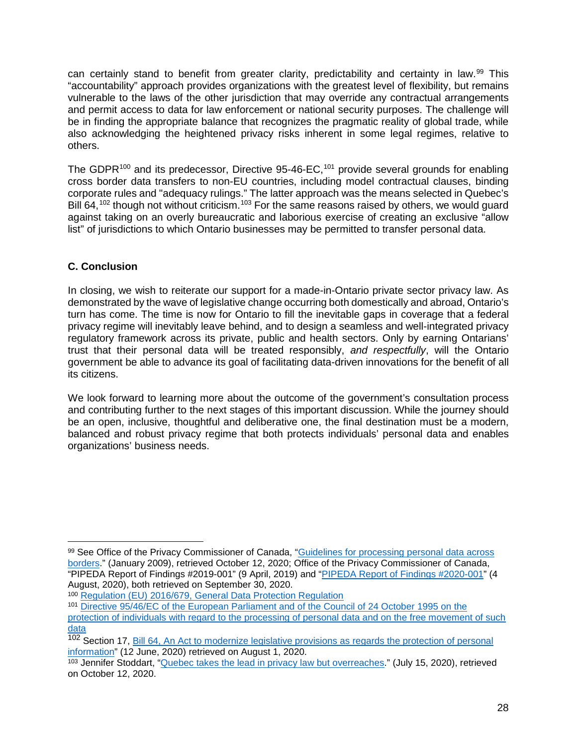can certainly stand to benefit from greater clarity, predictability and certainty in law.[99] This "accountability" approach provides organizations with the greatest level of flexibility, but remains vulnerable to the laws of the other jurisdiction that may override any contractual arrangements and permit access to data for law enforcement or national security purposes. The challenge will be in finding the appropriate balance that recognizes the pragmatic reality of global trade, while also acknowledging the heightened privacy risks inherent in some legal regimes, relative to others.

The GDPR[100] and its predecessor, Directive 95-46-EC,[101] provide several grounds for enabling cross border data transfers to non-EU countries, including model contractual clauses, binding corporate rules and "adequacy rulings." The latter approach was the means selected in Quebec's Bill 64,[102] though not without criticism.[103] For the same reasons raised by others, we would guard against taking on an overly bureaucratic and laborious exercise of creating an exclusive "allow list" of jurisdictions to which Ontario businesses may be permitted to transfer personal data.

### C. Conclusion

In closing, we wish to reiterate our support for a made-in-Ontario private sector privacy law. As demonstrated by the wave of legislative change occurring both domestically and abroad, Ontario's turn has come. The time is now for Ontario to fill the inevitable gaps in coverage that a federal privacy regime will inevitably leave behind, and to design a seamless and well-integrated privacy regulatory framework across its private, public and health sectors. Only by earning Ontarians' trust that their personal data will be treated responsibly, *and respectfully*, will the Ontario government be able to advance its goal of facilitating data-driven innovations for the benefit of all its citizens.

We look forward to learning more about the outcome of the government's consultation process and contributing further to the next stages of this important discussion. While the journey should be an open, inclusive, thoughtful and deliberative one, the final destination must be a modern, balanced and robust privacy regime that both protects individuals' personal data and enables organizations' business needs.

---

[99] See Office of the Privacy Commissioner of Canada, "Guidelines for processing personal data across borders." (January 2009), retrieved October 12, 2020; Office of the Privacy Commissioner of Canada, "PIPEDA Report of Findings #2019-001" (9 April, 2019) and "PIPEDA Report of Findings #2020-001" (4 August, 2020), both retrieved on September 30, 2020.

[100] Regulation (EU) 2016/679, General Data Protection Regulation

[101] Directive 95/46/EC of the European Parliament and of the Council of 24 October 1995 on the protection of individuals with regard to the processing of personal data and on the free movement of such data

[102] Section 17, Bill 64, An Act to modernize legislative provisions as regards the protection of personal information" (12 June, 2020) retrieved on August 1, 2020.

[103] Jennifer Stoddart, "Quebec takes the lead in privacy law but overreaches." (July 15, 2020), retrieved on October 12, 2020.